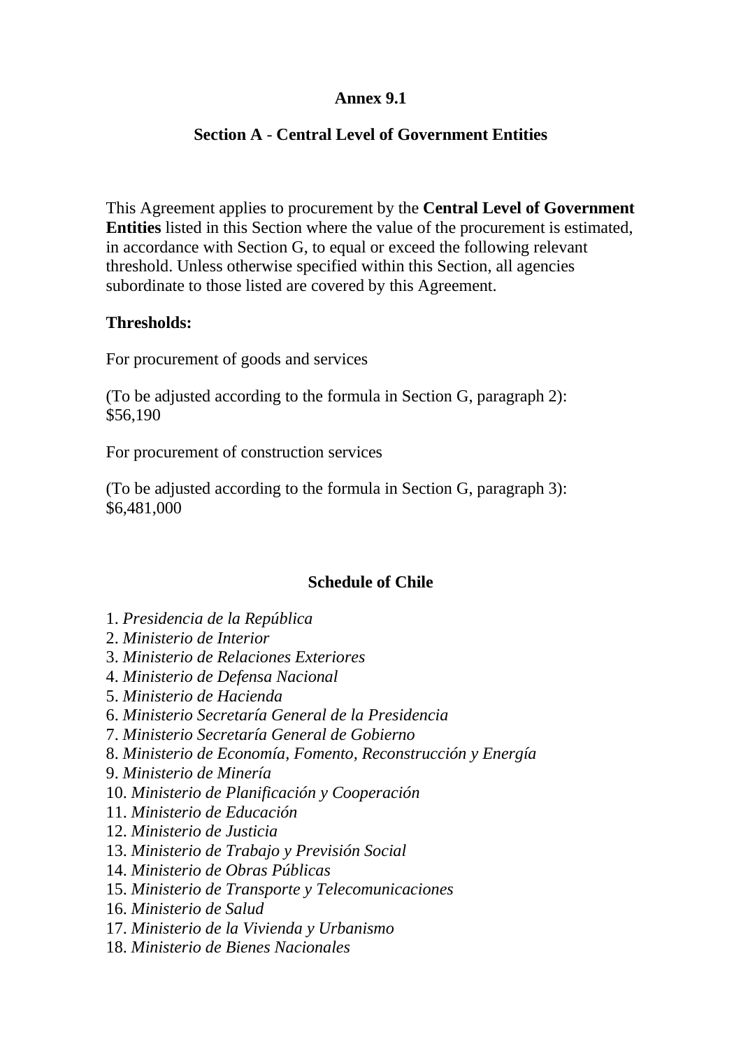## Annex 9.1

### Section A - Central Level of Government Entities

This Agreement applies to procurement by the **Central Level of Government Entities** listed in this Section where the value of the procurement is estimated, in accordance with Section G, to equal or exceed the following relevant threshold. Unless otherwise specified within this Section, all agencies subordinate to those listed are covered by this Agreement.

**Thresholds:**

For procurement of goods and services

(To be adjusted according to the formula in Section G, paragraph 2): $56,190

For procurement of construction services

(To be adjusted according to the formula in Section G, paragraph 3): $6,481,000

### Schedule of Chile

1. *Presidencia de la República*
2. *Ministerio de Interior*
3. *Ministerio de Relaciones Exteriores*
4. *Ministerio de Defensa Nacional*
5. *Ministerio de Hacienda*
6. *Ministerio Secretaría General de la Presidencia*
7. *Ministerio Secretaría General de Gobierno*
8. *Ministerio de Economía, Fomento, Reconstrucción y Energía*
9. *Ministerio de Minería*
10. *Ministerio de Planificación y Cooperación*
11. *Ministerio de Educación*
12. *Ministerio de Justicia*
13. *Ministerio de Trabajo y Previsión Social*
14. *Ministerio de Obras Públicas*
15. *Ministerio de Transporte y Telecomunicaciones*
16. *Ministerio de Salud*
17. *Ministerio de la Vivienda y Urbanismo*
18. *Ministerio de Bienes Nacionales*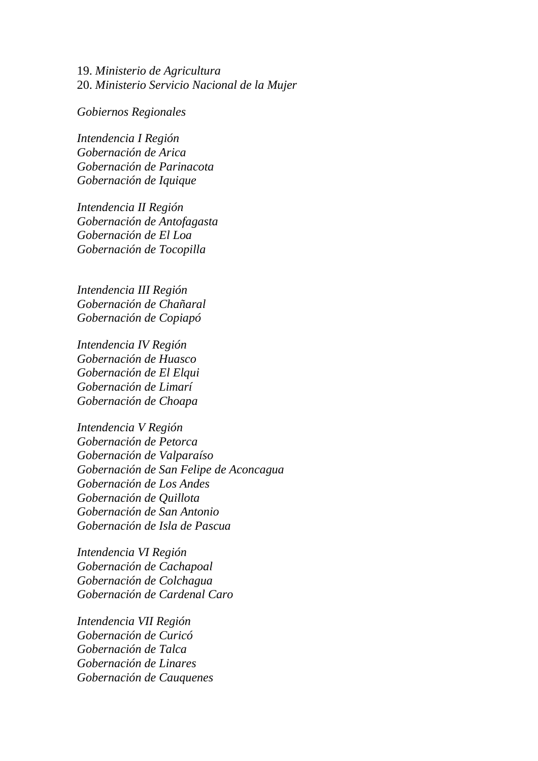19. *Ministerio de Agricultura*
20. *Ministerio Servicio Nacional de la Mujer*

*Gobiernos Regionales*

*Intendencia I Región*
*Gobernación de Arica*
*Gobernación de Parinacota*
*Gobernación de Iquique*

*Intendencia II Región*
*Gobernación de Antofagasta*
*Gobernación de El Loa*
*Gobernación de Tocopilla*

*Intendencia III Región*
*Gobernación de Chañaral*
*Gobernación de Copiapó*

*Intendencia IV Región*
*Gobernación de Huasco*
*Gobernación de El Elqui*
*Gobernación de Limarí*
*Gobernación de Choapa*

*Intendencia V Región*
*Gobernación de Petorca*
*Gobernación de Valparaíso*
*Gobernación de San Felipe de Aconcagua*
*Gobernación de Los Andes*
*Gobernación de Quillota*
*Gobernación de San Antonio*
*Gobernación de Isla de Pascua*

*Intendencia VI Región*
*Gobernación de Cachapoal*
*Gobernación de Colchagua*
*Gobernación de Cardenal Caro*

*Intendencia VII Región*
*Gobernación de Curicó*
*Gobernación de Talca*
*Gobernación de Linares*
*Gobernación de Cauquenes*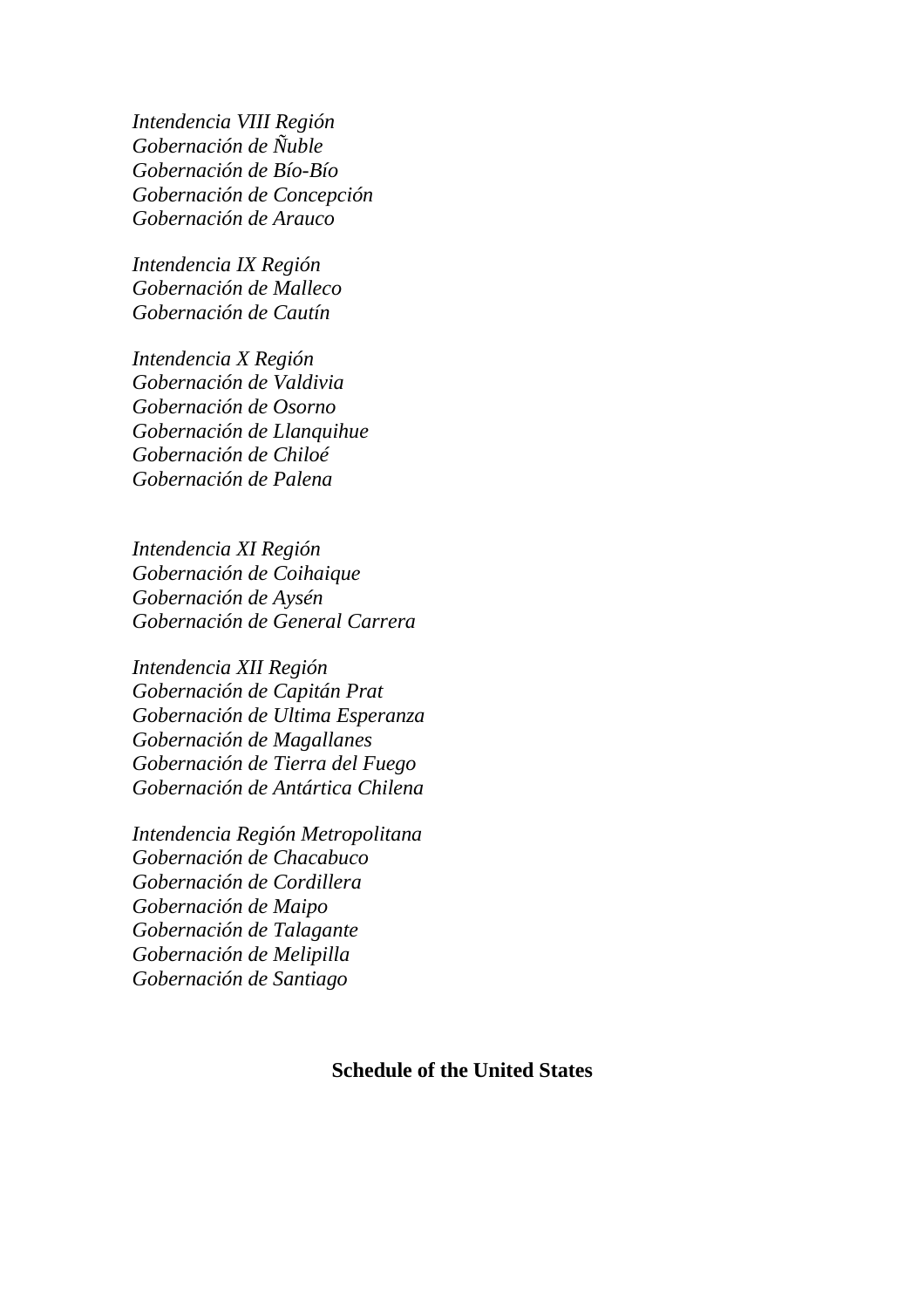*Intendencia VIII Región*
*Gobernación de Ñuble*
*Gobernación de Bío-Bío*
*Gobernación de Concepción*
*Gobernación de Arauco*

*Intendencia IX Región*
*Gobernación de Malleco*
*Gobernación de Cautín*

*Intendencia X Región*
*Gobernación de Valdivia*
*Gobernación de Osorno*
*Gobernación de Llanquihue*
*Gobernación de Chiloé*
*Gobernación de Palena*

*Intendencia XI Región*
*Gobernación de Coihaique*
*Gobernación de Aysén*
*Gobernación de General Carrera*

*Intendencia XII Región*
*Gobernación de Capitán Prat*
*Gobernación de Ultima Esperanza*
*Gobernación de Magallanes*
*Gobernación de Tierra del Fuego*
*Gobernación de Antártica Chilena*

*Intendencia Región Metropolitana*
*Gobernación de Chacabuco*
*Gobernación de Cordillera*
*Gobernación de Maipo*
*Gobernación de Talagante*
*Gobernación de Melipilla*
*Gobernación de Santiago*

## Schedule of the United States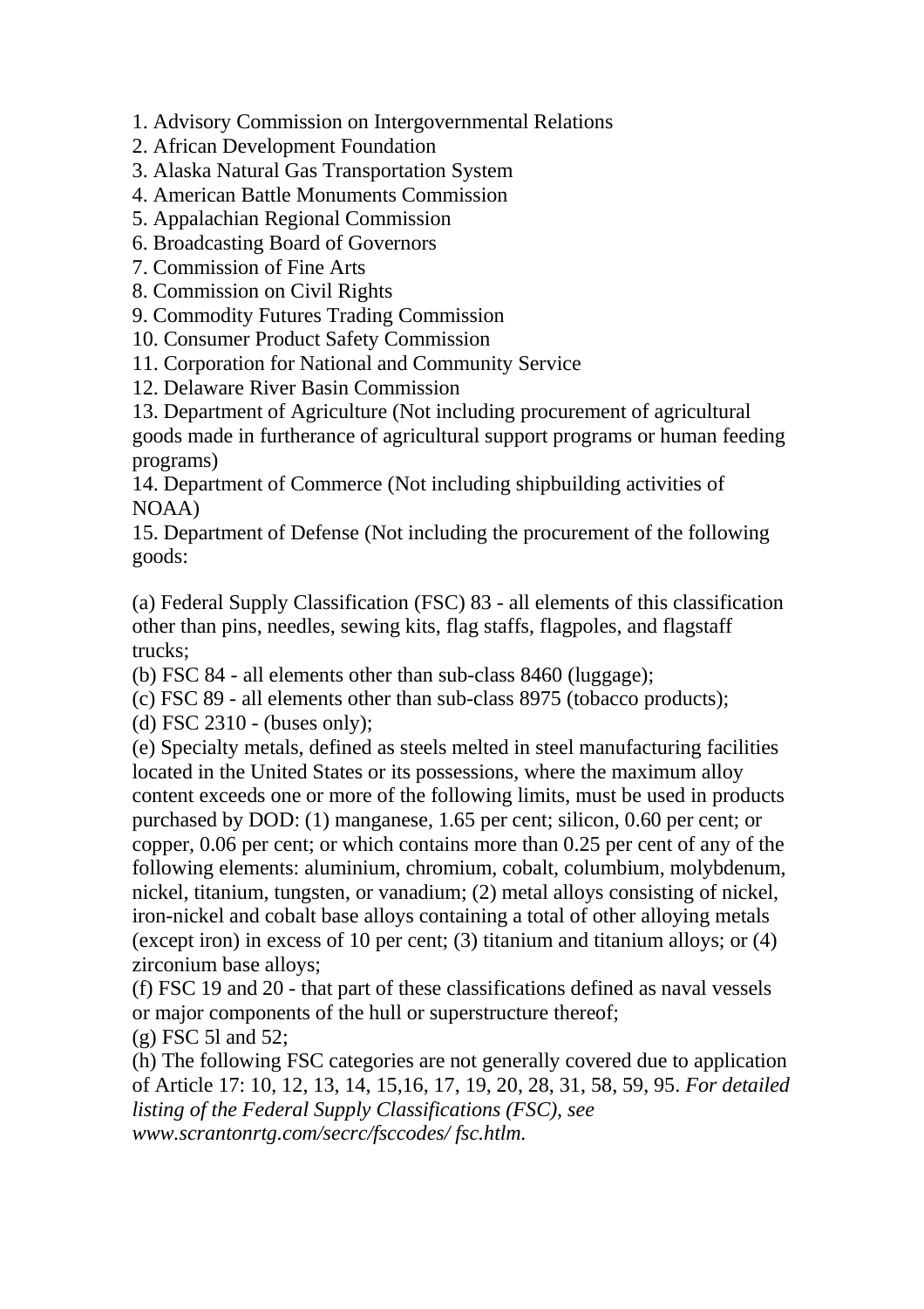1. Advisory Commission on Intergovernmental Relations
2. African Development Foundation
3. Alaska Natural Gas Transportation System
4. American Battle Monuments Commission
5. Appalachian Regional Commission
6. Broadcasting Board of Governors
7. Commission of Fine Arts
8. Commission on Civil Rights
9. Commodity Futures Trading Commission
10. Consumer Product Safety Commission
11. Corporation for National and Community Service
12. Delaware River Basin Commission
13. Department of Agriculture (Not including procurement of agricultural goods made in furtherance of agricultural support programs or human feeding programs)
14. Department of Commerce (Not including shipbuilding activities of NOAA)
15. Department of Defense (Not including the procurement of the following goods:

(a) Federal Supply Classification (FSC) 83 - all elements of this classification other than pins, needles, sewing kits, flag staffs, flagpoles, and flagstaff trucks;
(b) FSC 84 - all elements other than sub-class 8460 (luggage);
(c) FSC 89 - all elements other than sub-class 8975 (tobacco products);
(d) FSC 2310 - (buses only);
(e) Specialty metals, defined as steels melted in steel manufacturing facilities located in the United States or its possessions, where the maximum alloy content exceeds one or more of the following limits, must be used in products purchased by DOD: (1) manganese, 1.65 per cent; silicon, 0.60 per cent; or copper, 0.06 per cent; or which contains more than 0.25 per cent of any of the following elements: aluminium, chromium, cobalt, columbium, molybdenum, nickel, titanium, tungsten, or vanadium; (2) metal alloys consisting of nickel, iron-nickel and cobalt base alloys containing a total of other alloying metals (except iron) in excess of 10 per cent; (3) titanium and titanium alloys; or (4) zirconium base alloys;
(f) FSC 19 and 20 - that part of these classifications defined as naval vessels or major components of the hull or superstructure thereof;
(g) FSC 5l and 52;
(h) The following FSC categories are not generally covered due to application of Article 17: 10, 12, 13, 14, 15,16, 17, 19, 20, 28, 31, 58, 59, 95. *For detailed listing of the Federal Supply Classifications (FSC), see www.scrantonrtg.com/secrc/fsccodes/ fsc.htlm.*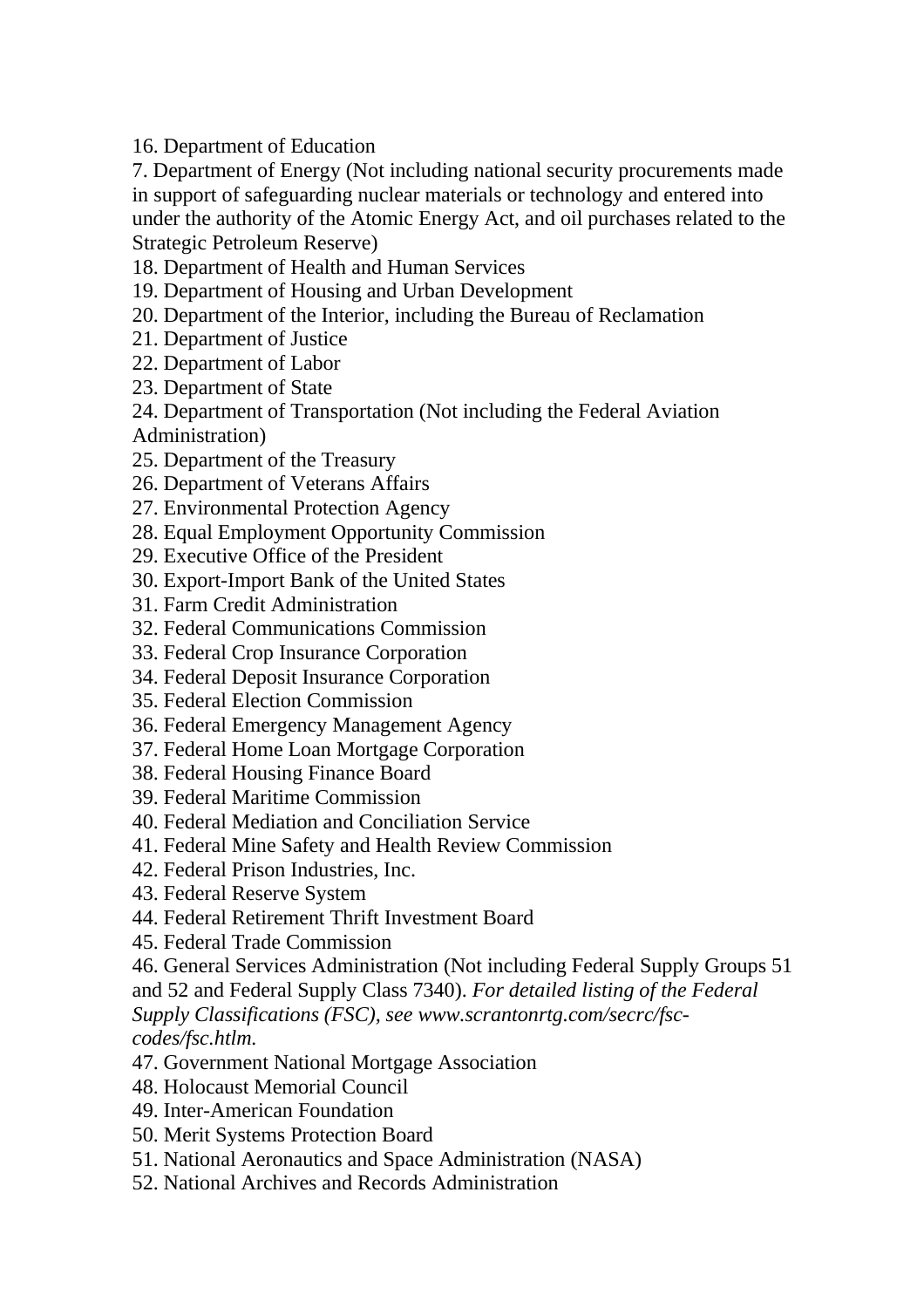16. Department of Education

7. Department of Energy (Not including national security procurements made in support of safeguarding nuclear materials or technology and entered into under the authority of the Atomic Energy Act, and oil purchases related to the Strategic Petroleum Reserve)

18. Department of Health and Human Services

19. Department of Housing and Urban Development

20. Department of the Interior, including the Bureau of Reclamation

21. Department of Justice

22. Department of Labor

23. Department of State

24. Department of Transportation (Not including the Federal Aviation Administration)

25. Department of the Treasury

26. Department of Veterans Affairs

27. Environmental Protection Agency

28. Equal Employment Opportunity Commission

29. Executive Office of the President

30. Export-Import Bank of the United States

31. Farm Credit Administration

32. Federal Communications Commission

33. Federal Crop Insurance Corporation

34. Federal Deposit Insurance Corporation

35. Federal Election Commission

36. Federal Emergency Management Agency

37. Federal Home Loan Mortgage Corporation

38. Federal Housing Finance Board

39. Federal Maritime Commission

40. Federal Mediation and Conciliation Service

41. Federal Mine Safety and Health Review Commission

42. Federal Prison Industries, Inc.

43. Federal Reserve System

44. Federal Retirement Thrift Investment Board

45. Federal Trade Commission

46. General Services Administration (Not including Federal Supply Groups 51 and 52 and Federal Supply Class 7340). *For detailed listing of the Federal Supply Classifications (FSC), see www.scrantonrtg.com/secrc/fsc-codes/fsc.htlm.*

47. Government National Mortgage Association

48. Holocaust Memorial Council

49. Inter-American Foundation

50. Merit Systems Protection Board

51. National Aeronautics and Space Administration (NASA)

52. National Archives and Records Administration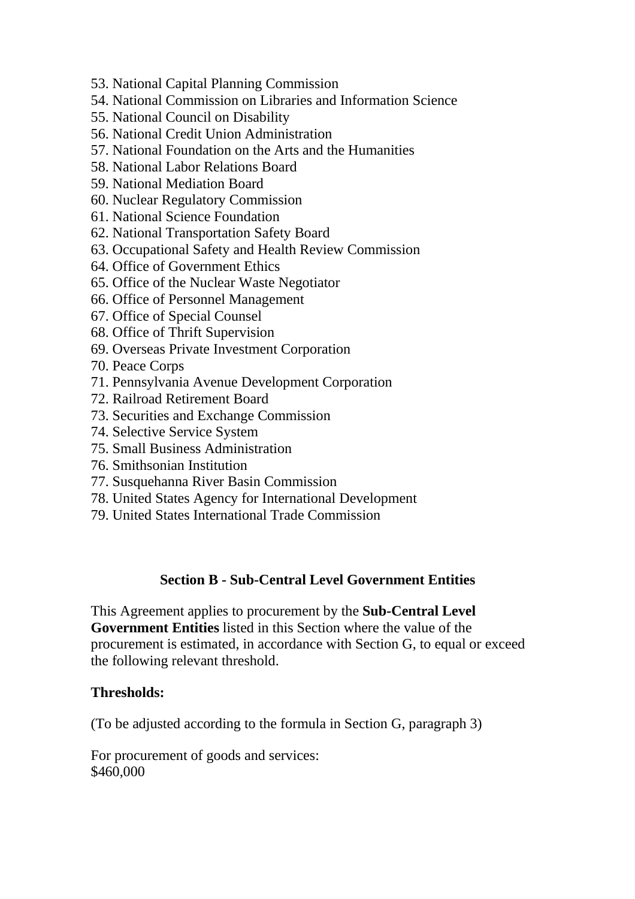53. National Capital Planning Commission
54. National Commission on Libraries and Information Science
55. National Council on Disability
56. National Credit Union Administration
57. National Foundation on the Arts and the Humanities
58. National Labor Relations Board
59. National Mediation Board
60. Nuclear Regulatory Commission
61. National Science Foundation
62. National Transportation Safety Board
63. Occupational Safety and Health Review Commission
64. Office of Government Ethics
65. Office of the Nuclear Waste Negotiator
66. Office of Personnel Management
67. Office of Special Counsel
68. Office of Thrift Supervision
69. Overseas Private Investment Corporation
70. Peace Corps
71. Pennsylvania Avenue Development Corporation
72. Railroad Retirement Board
73. Securities and Exchange Commission
74. Selective Service System
75. Small Business Administration
76. Smithsonian Institution
77. Susquehanna River Basin Commission
78. United States Agency for International Development
79. United States International Trade Commission

## Section B - Sub-Central Level Government Entities

This Agreement applies to procurement by the **Sub-Central Level Government Entities** listed in this Section where the value of the procurement is estimated, in accordance with Section G, to equal or exceed the following relevant threshold.

**Thresholds:**

(To be adjusted according to the formula in Section G, paragraph 3)

For procurement of goods and services:
$460,000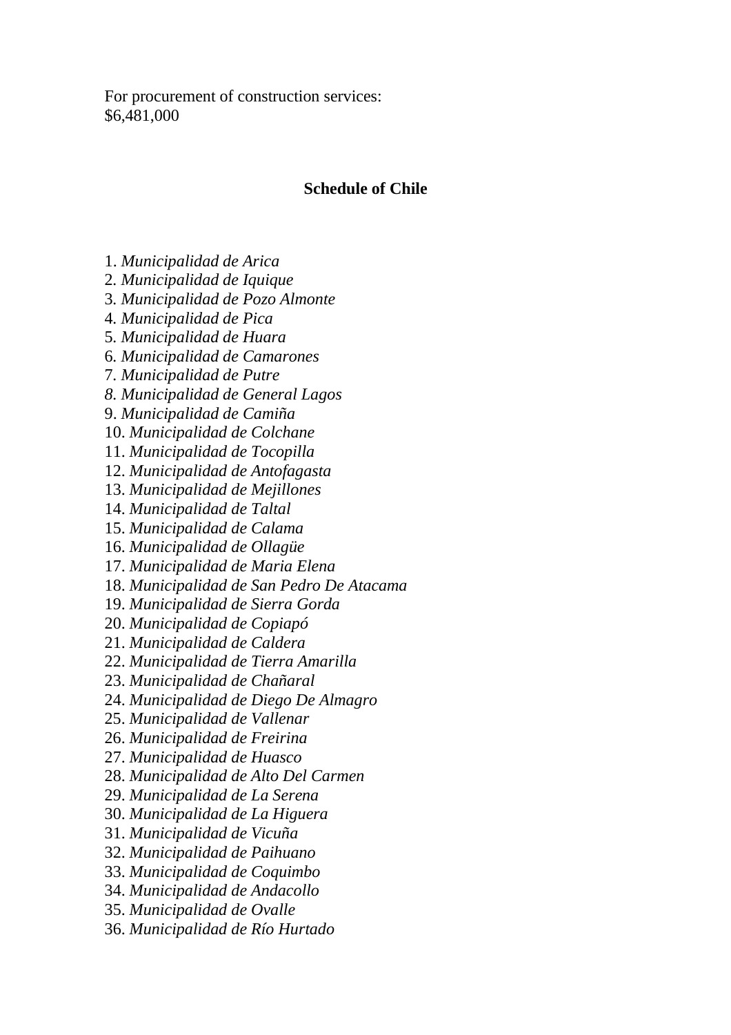For procurement of construction services:
$6,481,000

## Schedule of Chile

1. *Municipalidad de Arica*
2. *Municipalidad de Iquique*
3. *Municipalidad de Pozo Almonte*
4. *Municipalidad de Pica*
5. *Municipalidad de Huara*
6. *Municipalidad de Camarones*
7. *Municipalidad de Putre*
8. *Municipalidad de General Lagos*
9. *Municipalidad de Camiña*
10. *Municipalidad de Colchane*
11. *Municipalidad de Tocopilla*
12. *Municipalidad de Antofagasta*
13. *Municipalidad de Mejillones*
14. *Municipalidad de Taltal*
15. *Municipalidad de Calama*
16. *Municipalidad de Ollagüe*
17. *Municipalidad de Maria Elena*
18. *Municipalidad de San Pedro De Atacama*
19. *Municipalidad de Sierra Gorda*
20. *Municipalidad de Copiapó*
21. *Municipalidad de Caldera*
22. *Municipalidad de Tierra Amarilla*
23. *Municipalidad de Chañaral*
24. *Municipalidad de Diego De Almagro*
25. *Municipalidad de Vallenar*
26. *Municipalidad de Freirina*
27. *Municipalidad de Huasco*
28. *Municipalidad de Alto Del Carmen*
29. *Municipalidad de La Serena*
30. *Municipalidad de La Higuera*
31. *Municipalidad de Vicuña*
32. *Municipalidad de Paihuano*
33. *Municipalidad de Coquimbo*
34. *Municipalidad de Andacollo*
35. *Municipalidad de Ovalle*
36. *Municipalidad de Río Hurtado*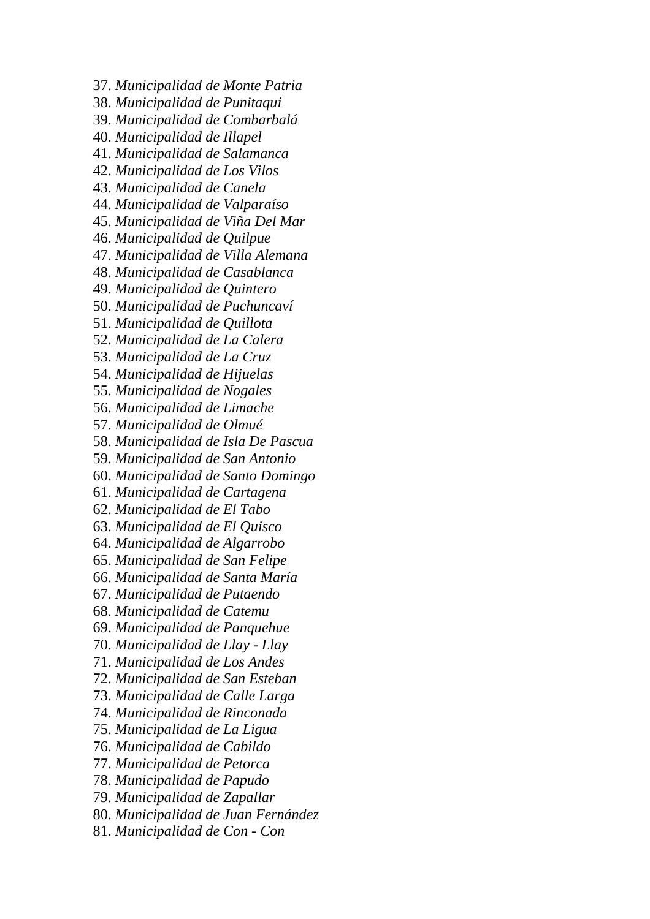37. *Municipalidad de Monte Patria*
38. *Municipalidad de Punitaqui*
39. *Municipalidad de Combarbalá*
40. *Municipalidad de Illapel*
41. *Municipalidad de Salamanca*
42. *Municipalidad de Los Vilos*
43. *Municipalidad de Canela*
44. *Municipalidad de Valparaíso*
45. *Municipalidad de Viña Del Mar*
46. *Municipalidad de Quilpue*
47. *Municipalidad de Villa Alemana*
48. *Municipalidad de Casablanca*
49. *Municipalidad de Quintero*
50. *Municipalidad de Puchuncaví*
51. *Municipalidad de Quillota*
52. *Municipalidad de La Calera*
53. *Municipalidad de La Cruz*
54. *Municipalidad de Hijuelas*
55. *Municipalidad de Nogales*
56. *Municipalidad de Limache*
57. *Municipalidad de Olmué*
58. *Municipalidad de Isla De Pascua*
59. *Municipalidad de San Antonio*
60. *Municipalidad de Santo Domingo*
61. *Municipalidad de Cartagena*
62. *Municipalidad de El Tabo*
63. *Municipalidad de El Quisco*
64. *Municipalidad de Algarrobo*
65. *Municipalidad de San Felipe*
66. *Municipalidad de Santa María*
67. *Municipalidad de Putaendo*
68. *Municipalidad de Catemu*
69. *Municipalidad de Panquehue*
70. *Municipalidad de Llay - Llay*
71. *Municipalidad de Los Andes*
72. *Municipalidad de San Esteban*
73. *Municipalidad de Calle Larga*
74. *Municipalidad de Rinconada*
75. *Municipalidad de La Ligua*
76. *Municipalidad de Cabildo*
77. *Municipalidad de Petorca*
78. *Municipalidad de Papudo*
79. *Municipalidad de Zapallar*
80. *Municipalidad de Juan Fernández*
81. *Municipalidad de Con - Con*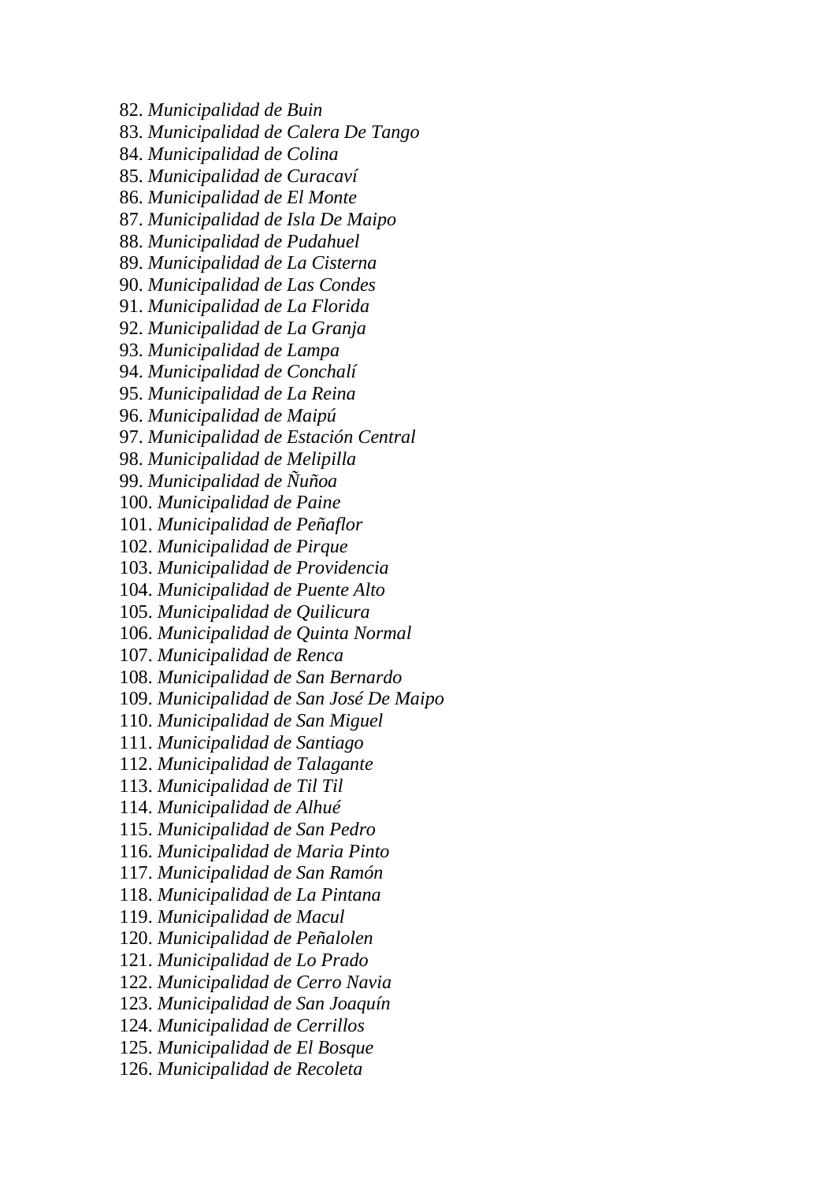82. *Municipalidad de Buin*
83. *Municipalidad de Calera De Tango*
84. *Municipalidad de Colina*
85. *Municipalidad de Curacaví*
86. *Municipalidad de El Monte*
87. *Municipalidad de Isla De Maipo*
88. *Municipalidad de Pudahuel*
89. *Municipalidad de La Cisterna*
90. *Municipalidad de Las Condes*
91. *Municipalidad de La Florida*
92. *Municipalidad de La Granja*
93. *Municipalidad de Lampa*
94. *Municipalidad de Conchalí*
95. *Municipalidad de La Reina*
96. *Municipalidad de Maipú*
97. *Municipalidad de Estación Central*
98. *Municipalidad de Melipilla*
99. *Municipalidad de Ñuñoa*
100. *Municipalidad de Paine*
101. *Municipalidad de Peñaflor*
102. *Municipalidad de Pirque*
103. *Municipalidad de Providencia*
104. *Municipalidad de Puente Alto*
105. *Municipalidad de Quilicura*
106. *Municipalidad de Quinta Normal*
107. *Municipalidad de Renca*
108. *Municipalidad de San Bernardo*
109. *Municipalidad de San José De Maipo*
110. *Municipalidad de San Miguel*
111. *Municipalidad de Santiago*
112. *Municipalidad de Talagante*
113. *Municipalidad de Til Til*
114. *Municipalidad de Alhué*
115. *Municipalidad de San Pedro*
116. *Municipalidad de Maria Pinto*
117. *Municipalidad de San Ramón*
118. *Municipalidad de La Pintana*
119. *Municipalidad de Macul*
120. *Municipalidad de Peñalolen*
121. *Municipalidad de Lo Prado*
122. *Municipalidad de Cerro Navia*
123. *Municipalidad de San Joaquín*
124. *Municipalidad de Cerrillos*
125. *Municipalidad de El Bosque*
126. *Municipalidad de Recoleta*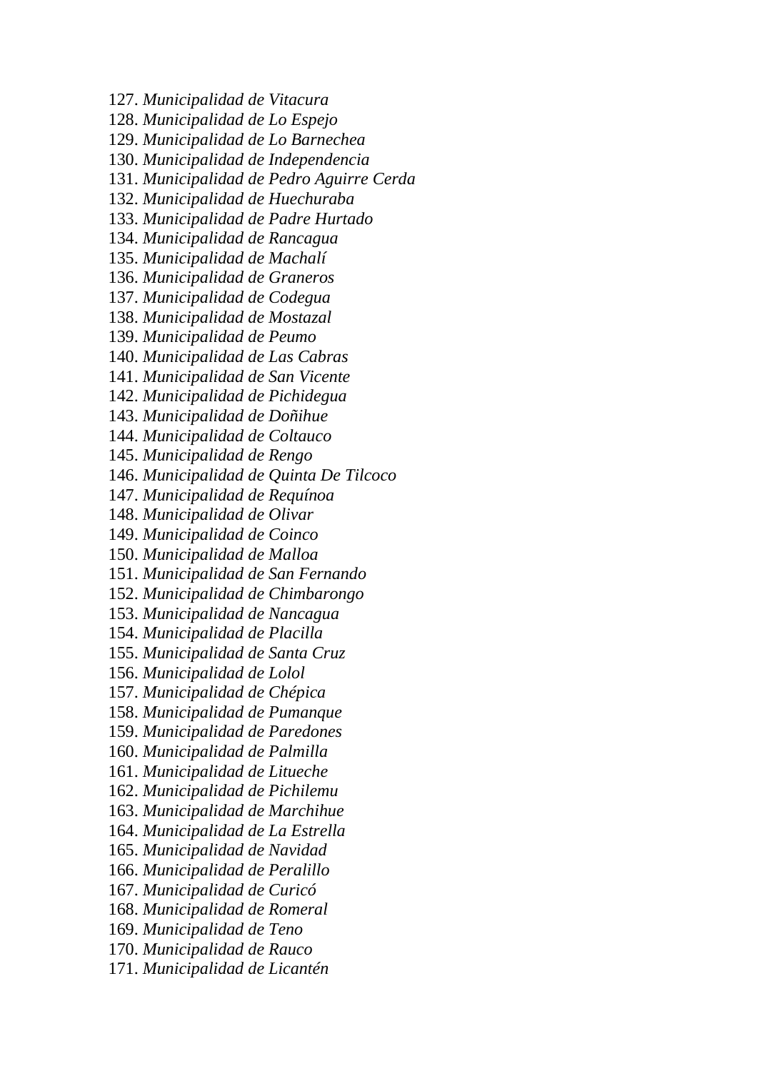127. *Municipalidad de Vitacura*
128. *Municipalidad de Lo Espejo*
129. *Municipalidad de Lo Barnechea*
130. *Municipalidad de Independencia*
131. *Municipalidad de Pedro Aguirre Cerda*
132. *Municipalidad de Huechuraba*
133. *Municipalidad de Padre Hurtado*
134. *Municipalidad de Rancagua*
135. *Municipalidad de Machalí*
136. *Municipalidad de Graneros*
137. *Municipalidad de Codegua*
138. *Municipalidad de Mostazal*
139. *Municipalidad de Peumo*
140. *Municipalidad de Las Cabras*
141. *Municipalidad de San Vicente*
142. *Municipalidad de Pichidegua*
143. *Municipalidad de Doñihue*
144. *Municipalidad de Coltauco*
145. *Municipalidad de Rengo*
146. *Municipalidad de Quinta De Tilcoco*
147. *Municipalidad de Requínoa*
148. *Municipalidad de Olivar*
149. *Municipalidad de Coinco*
150. *Municipalidad de Malloa*
151. *Municipalidad de San Fernando*
152. *Municipalidad de Chimbarongo*
153. *Municipalidad de Nancagua*
154. *Municipalidad de Placilla*
155. *Municipalidad de Santa Cruz*
156. *Municipalidad de Lolol*
157. *Municipalidad de Chépica*
158. *Municipalidad de Pumanque*
159. *Municipalidad de Paredones*
160. *Municipalidad de Palmilla*
161. *Municipalidad de Litueche*
162. *Municipalidad de Pichilemu*
163. *Municipalidad de Marchihue*
164. *Municipalidad de La Estrella*
165. *Municipalidad de Navidad*
166. *Municipalidad de Peralillo*
167. *Municipalidad de Curicó*
168. *Municipalidad de Romeral*
169. *Municipalidad de Teno*
170. *Municipalidad de Rauco*
171. *Municipalidad de Licantén*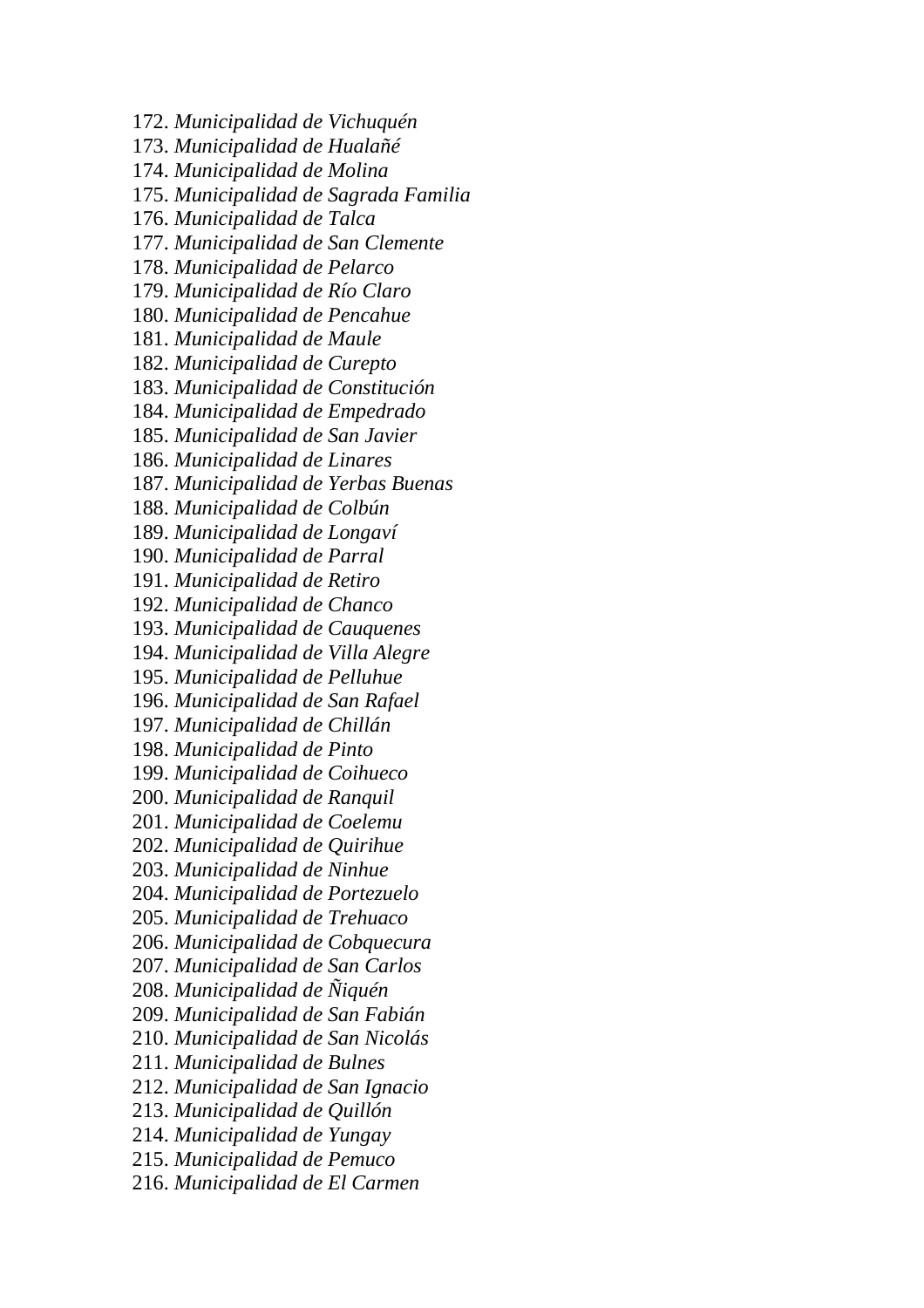172. *Municipalidad de Vichuquén*
173. *Municipalidad de Hualañé*
174. *Municipalidad de Molina*
175. *Municipalidad de Sagrada Familia*
176. *Municipalidad de Talca*
177. *Municipalidad de San Clemente*
178. *Municipalidad de Pelarco*
179. *Municipalidad de Río Claro*
180. *Municipalidad de Pencahue*
181. *Municipalidad de Maule*
182. *Municipalidad de Curepto*
183. *Municipalidad de Constitución*
184. *Municipalidad de Empedrado*
185. *Municipalidad de San Javier*
186. *Municipalidad de Linares*
187. *Municipalidad de Yerbas Buenas*
188. *Municipalidad de Colbún*
189. *Municipalidad de Longaví*
190. *Municipalidad de Parral*
191. *Municipalidad de Retiro*
192. *Municipalidad de Chanco*
193. *Municipalidad de Cauquenes*
194. *Municipalidad de Villa Alegre*
195. *Municipalidad de Pelluhue*
196. *Municipalidad de San Rafael*
197. *Municipalidad de Chillán*
198. *Municipalidad de Pinto*
199. *Municipalidad de Coihueco*
200. *Municipalidad de Ranquil*
201. *Municipalidad de Coelemu*
202. *Municipalidad de Quirihue*
203. *Municipalidad de Ninhue*
204. *Municipalidad de Portezuelo*
205. *Municipalidad de Trehuaco*
206. *Municipalidad de Cobquecura*
207. *Municipalidad de San Carlos*
208. *Municipalidad de Ñiquén*
209. *Municipalidad de San Fabián*
210. *Municipalidad de San Nicolás*
211. *Municipalidad de Bulnes*
212. *Municipalidad de San Ignacio*
213. *Municipalidad de Quillón*
214. *Municipalidad de Yungay*
215. *Municipalidad de Pemuco*
216. *Municipalidad de El Carmen*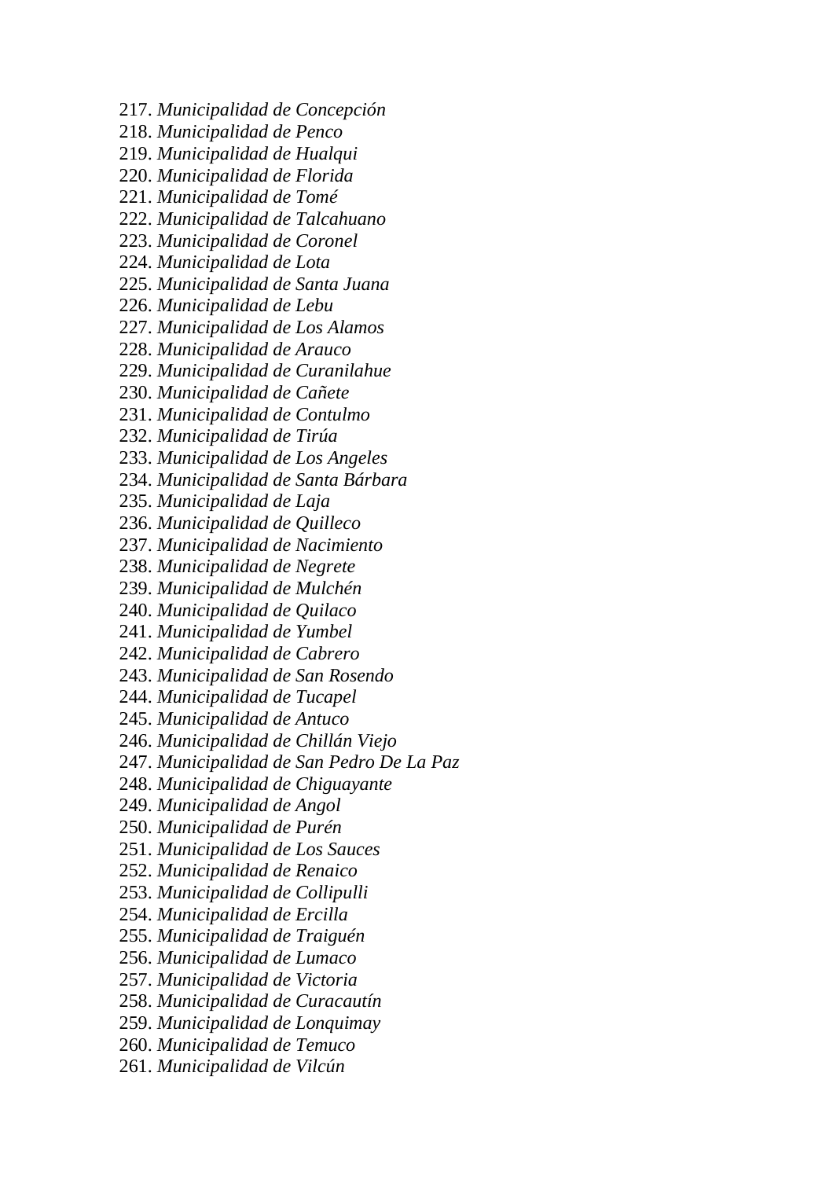217. *Municipalidad de Concepción*
218. *Municipalidad de Penco*
219. *Municipalidad de Hualqui*
220. *Municipalidad de Florida*
221. *Municipalidad de Tomé*
222. *Municipalidad de Talcahuano*
223. *Municipalidad de Coronel*
224. *Municipalidad de Lota*
225. *Municipalidad de Santa Juana*
226. *Municipalidad de Lebu*
227. *Municipalidad de Los Alamos*
228. *Municipalidad de Arauco*
229. *Municipalidad de Curanilahue*
230. *Municipalidad de Cañete*
231. *Municipalidad de Contulmo*
232. *Municipalidad de Tirúa*
233. *Municipalidad de Los Angeles*
234. *Municipalidad de Santa Bárbara*
235. *Municipalidad de Laja*
236. *Municipalidad de Quilleco*
237. *Municipalidad de Nacimiento*
238. *Municipalidad de Negrete*
239. *Municipalidad de Mulchén*
240. *Municipalidad de Quilaco*
241. *Municipalidad de Yumbel*
242. *Municipalidad de Cabrero*
243. *Municipalidad de San Rosendo*
244. *Municipalidad de Tucapel*
245. *Municipalidad de Antuco*
246. *Municipalidad de Chillán Viejo*
247. *Municipalidad de San Pedro De La Paz*
248. *Municipalidad de Chiguayante*
249. *Municipalidad de Angol*
250. *Municipalidad de Purén*
251. *Municipalidad de Los Sauces*
252. *Municipalidad de Renaico*
253. *Municipalidad de Collipulli*
254. *Municipalidad de Ercilla*
255. *Municipalidad de Traiguén*
256. *Municipalidad de Lumaco*
257. *Municipalidad de Victoria*
258. *Municipalidad de Curacautín*
259. *Municipalidad de Lonquimay*
260. *Municipalidad de Temuco*
261. *Municipalidad de Vilcún*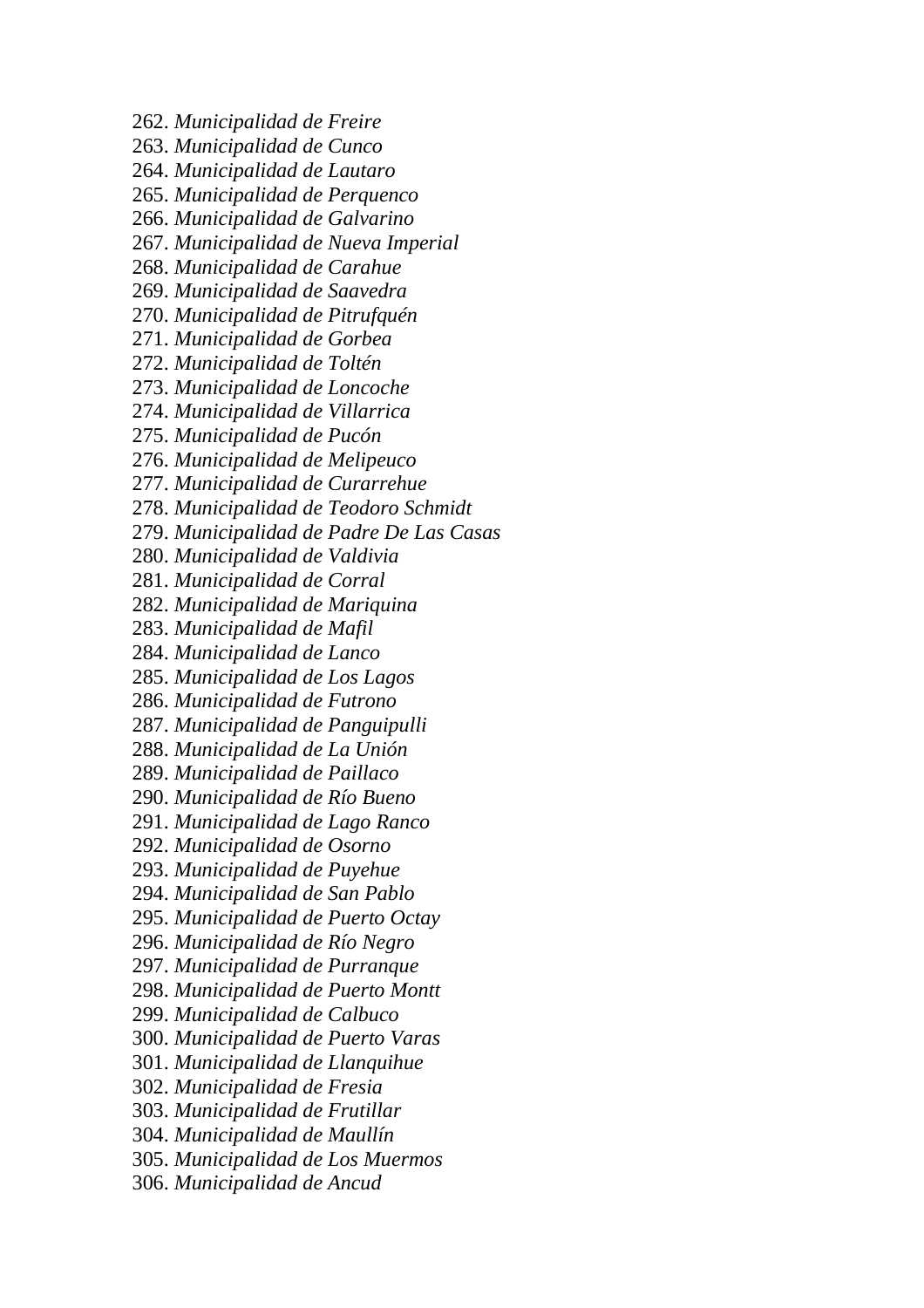262. *Municipalidad de Freire*
263. *Municipalidad de Cunco*
264. *Municipalidad de Lautaro*
265. *Municipalidad de Perquenco*
266. *Municipalidad de Galvarino*
267. *Municipalidad de Nueva Imperial*
268. *Municipalidad de Carahue*
269. *Municipalidad de Saavedra*
270. *Municipalidad de Pitrufquén*
271. *Municipalidad de Gorbea*
272. *Municipalidad de Toltén*
273. *Municipalidad de Loncoche*
274. *Municipalidad de Villarrica*
275. *Municipalidad de Pucón*
276. *Municipalidad de Melipeuco*
277. *Municipalidad de Curarrehue*
278. *Municipalidad de Teodoro Schmidt*
279. *Municipalidad de Padre De Las Casas*
280. *Municipalidad de Valdivia*
281. *Municipalidad de Corral*
282. *Municipalidad de Mariquina*
283. *Municipalidad de Mafil*
284. *Municipalidad de Lanco*
285. *Municipalidad de Los Lagos*
286. *Municipalidad de Futrono*
287. *Municipalidad de Panguipulli*
288. *Municipalidad de La Unión*
289. *Municipalidad de Paillaco*
290. *Municipalidad de Río Bueno*
291. *Municipalidad de Lago Ranco*
292. *Municipalidad de Osorno*
293. *Municipalidad de Puyehue*
294. *Municipalidad de San Pablo*
295. *Municipalidad de Puerto Octay*
296. *Municipalidad de Río Negro*
297. *Municipalidad de Purranque*
298. *Municipalidad de Puerto Montt*
299. *Municipalidad de Calbuco*
300. *Municipalidad de Puerto Varas*
301. *Municipalidad de Llanquihue*
302. *Municipalidad de Fresia*
303. *Municipalidad de Frutillar*
304. *Municipalidad de Maullín*
305. *Municipalidad de Los Muermos*
306. *Municipalidad de Ancud*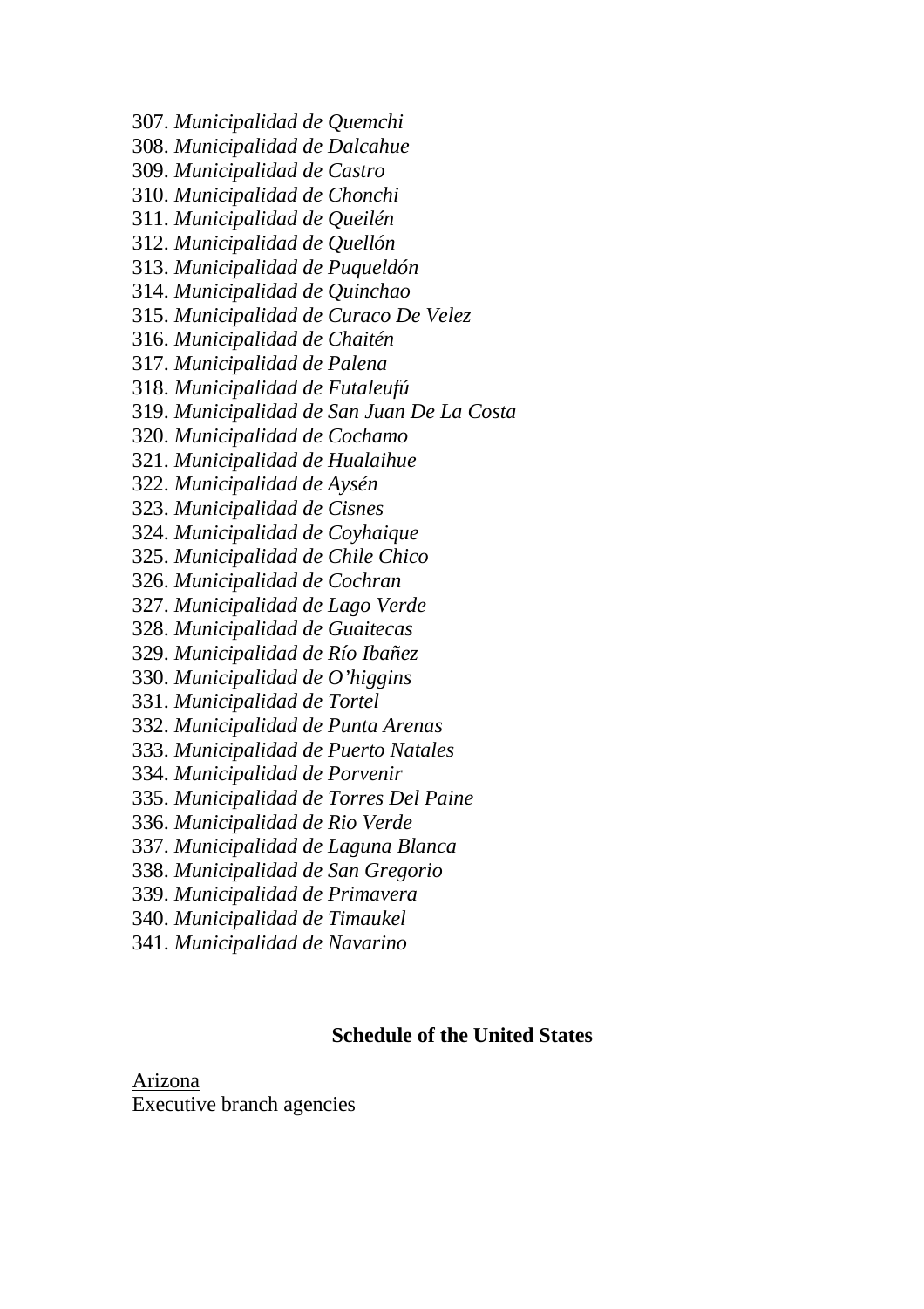307. *Municipalidad de Quemchi*
308. *Municipalidad de Dalcahue*
309. *Municipalidad de Castro*
310. *Municipalidad de Chonchi*
311. *Municipalidad de Queilén*
312. *Municipalidad de Quellón*
313. *Municipalidad de Puqueldón*
314. *Municipalidad de Quinchao*
315. *Municipalidad de Curaco De Velez*
316. *Municipalidad de Chaitén*
317. *Municipalidad de Palena*
318. *Municipalidad de Futaleufú*
319. *Municipalidad de San Juan De La Costa*
320. *Municipalidad de Cochamo*
321. *Municipalidad de Hualaihue*
322. *Municipalidad de Aysén*
323. *Municipalidad de Cisnes*
324. *Municipalidad de Coyhaique*
325. *Municipalidad de Chile Chico*
326. *Municipalidad de Cochran*
327. *Municipalidad de Lago Verde*
328. *Municipalidad de Guaitecas*
329. *Municipalidad de Río Ibañez*
330. *Municipalidad de O'higgins*
331. *Municipalidad de Tortel*
332. *Municipalidad de Punta Arenas*
333. *Municipalidad de Puerto Natales*
334. *Municipalidad de Porvenir*
335. *Municipalidad de Torres Del Paine*
336. *Municipalidad de Rio Verde*
337. *Municipalidad de Laguna Blanca*
338. *Municipalidad de San Gregorio*
339. *Municipalidad de Primavera*
340. *Municipalidad de Timaukel*
341. *Municipalidad de Navarino*

## Schedule of the United States

<u>Arizona</u>
Executive branch agencies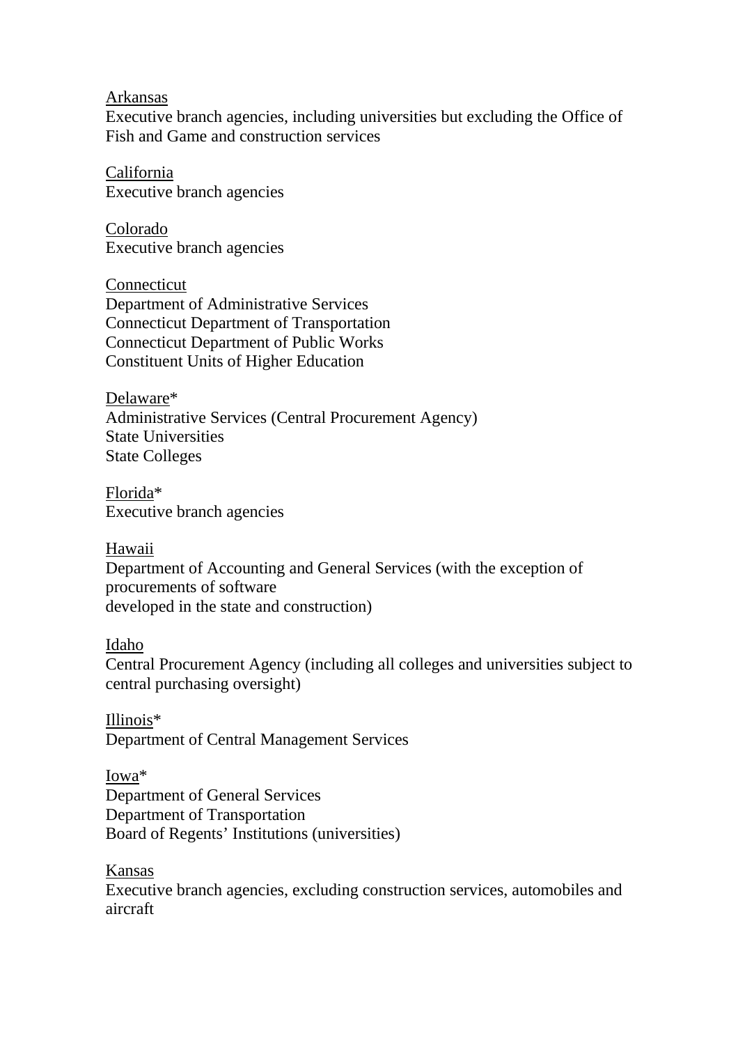<u>Arkansas</u>
Executive branch agencies, including universities but excluding the Office of Fish and Game and construction services

<u>California</u>
Executive branch agencies

<u>Colorado</u>
Executive branch agencies

<u>Connecticut</u>
Department of Administrative Services
Connecticut Department of Transportation
Connecticut Department of Public Works
Constituent Units of Higher Education

<u>Delaware</u>*
Administrative Services (Central Procurement Agency)
State Universities
State Colleges

<u>Florida</u>*
Executive branch agencies

<u>Hawaii</u>
Department of Accounting and General Services (with the exception of procurements of software
developed in the state and construction)

<u>Idaho</u>
Central Procurement Agency (including all colleges and universities subject to central purchasing oversight)

<u>Illinois</u>*
Department of Central Management Services

<u>Iowa</u>*
Department of General Services
Department of Transportation
Board of Regents' Institutions (universities)

<u>Kansas</u>
Executive branch agencies, excluding construction services, automobiles and aircraft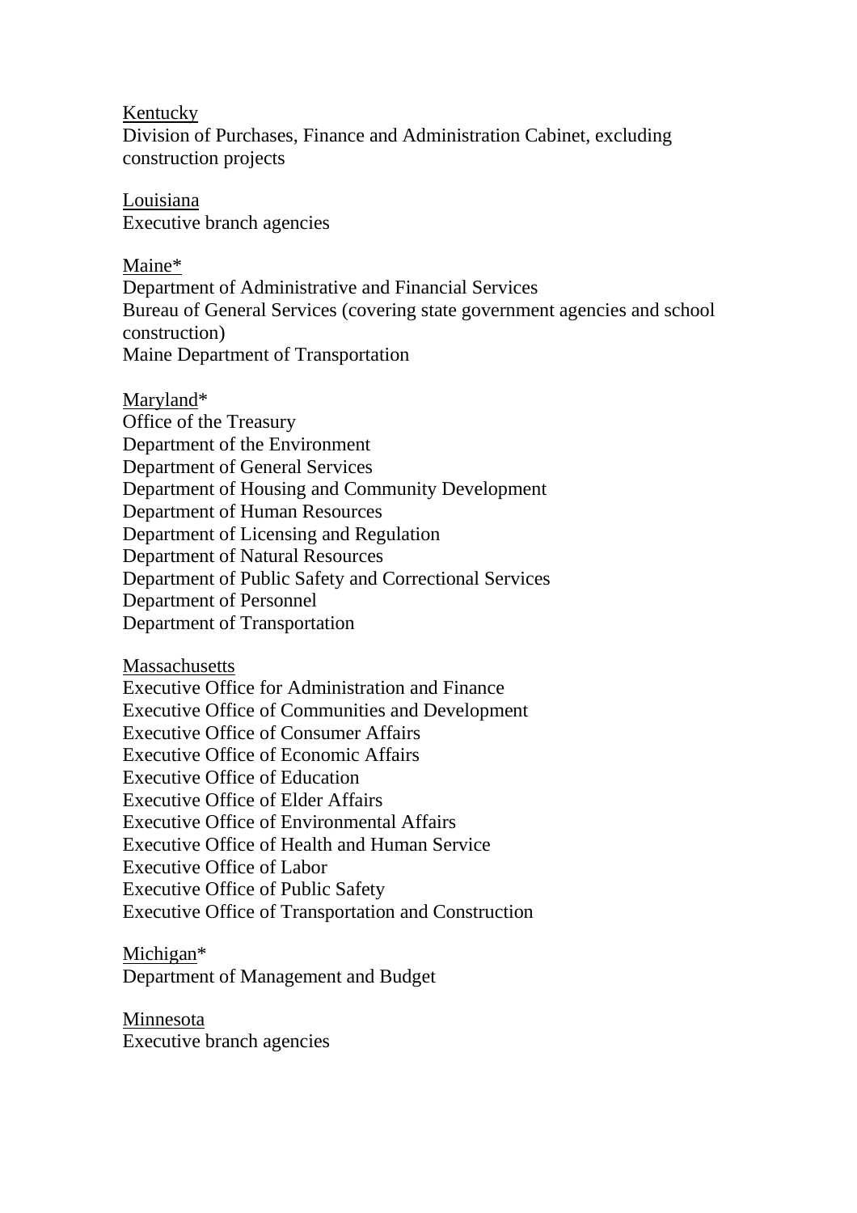<u>Kentucky</u>
Division of Purchases, Finance and Administration Cabinet, excluding construction projects

<u>Louisiana</u>
Executive branch agencies

<u>Maine*</u>
Department of Administrative and Financial Services
Bureau of General Services (covering state government agencies and school construction)
Maine Department of Transportation

<u>Maryland</u>*
Office of the Treasury
Department of the Environment
Department of General Services
Department of Housing and Community Development
Department of Human Resources
Department of Licensing and Regulation
Department of Natural Resources
Department of Public Safety and Correctional Services
Department of Personnel
Department of Transportation

<u>Massachusetts</u>
Executive Office for Administration and Finance
Executive Office of Communities and Development
Executive Office of Consumer Affairs
Executive Office of Economic Affairs
Executive Office of Education
Executive Office of Elder Affairs
Executive Office of Environmental Affairs
Executive Office of Health and Human Service
Executive Office of Labor
Executive Office of Public Safety
Executive Office of Transportation and Construction

<u>Michigan</u>*
Department of Management and Budget

<u>Minnesota</u>
Executive branch agencies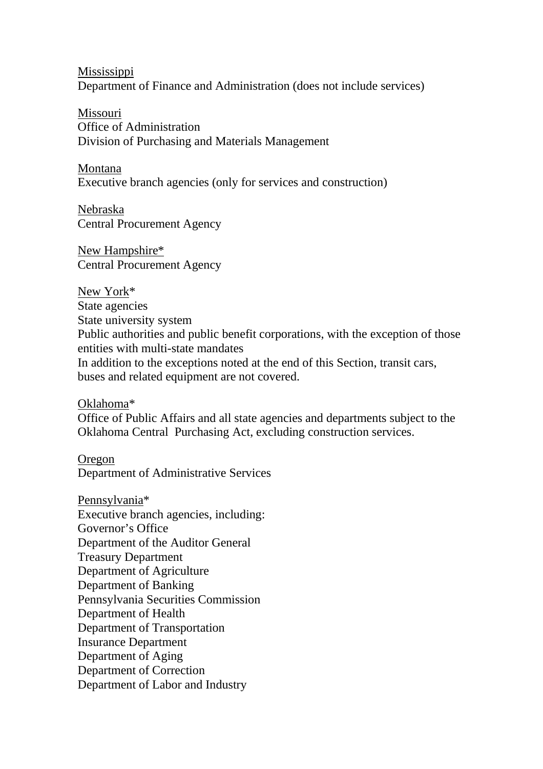Mississippi
Department of Finance and Administration (does not include services)

Missouri
Office of Administration
Division of Purchasing and Materials Management

Montana
Executive branch agencies (only for services and construction)

Nebraska
Central Procurement Agency

New Hampshire*
Central Procurement Agency

New York*
State agencies
State university system
Public authorities and public benefit corporations, with the exception of those entities with multi-state mandates
In addition to the exceptions noted at the end of this Section, transit cars, buses and related equipment are not covered.

Oklahoma*
Office of Public Affairs and all state agencies and departments subject to the Oklahoma Central Purchasing Act, excluding construction services.

Oregon
Department of Administrative Services

Pennsylvania*
Executive branch agencies, including:
Governor's Office
Department of the Auditor General
Treasury Department
Department of Agriculture
Department of Banking
Pennsylvania Securities Commission
Department of Health
Department of Transportation
Insurance Department
Department of Aging
Department of Correction
Department of Labor and Industry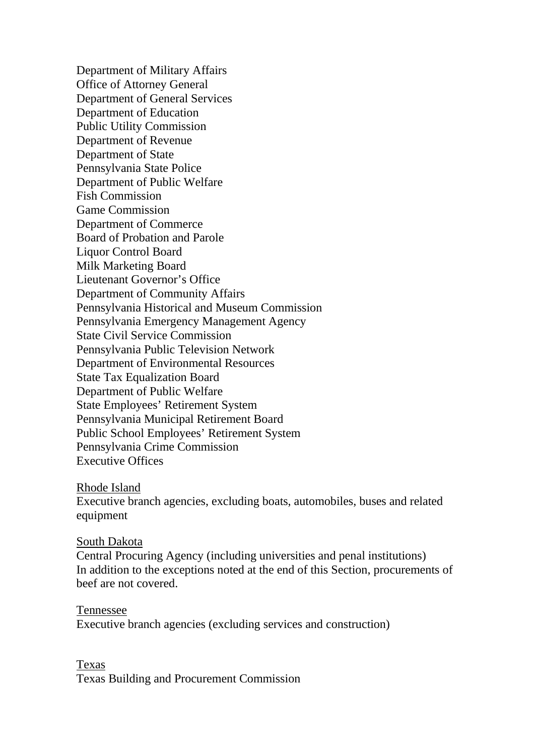Department of Military Affairs
Office of Attorney General
Department of General Services
Department of Education
Public Utility Commission
Department of Revenue
Department of State
Pennsylvania State Police
Department of Public Welfare
Fish Commission
Game Commission
Department of Commerce
Board of Probation and Parole
Liquor Control Board
Milk Marketing Board
Lieutenant Governor's Office
Department of Community Affairs
Pennsylvania Historical and Museum Commission
Pennsylvania Emergency Management Agency
State Civil Service Commission
Pennsylvania Public Television Network
Department of Environmental Resources
State Tax Equalization Board
Department of Public Welfare
State Employees' Retirement System
Pennsylvania Municipal Retirement Board
Public School Employees' Retirement System
Pennsylvania Crime Commission
Executive Offices

<u>Rhode Island</u>
Executive branch agencies, excluding boats, automobiles, buses and related equipment

<u>South Dakota</u>
Central Procuring Agency (including universities and penal institutions)
In addition to the exceptions noted at the end of this Section, procurements of beef are not covered.

<u>Tennessee</u>
Executive branch agencies (excluding services and construction)

<u>Texas</u>
Texas Building and Procurement Commission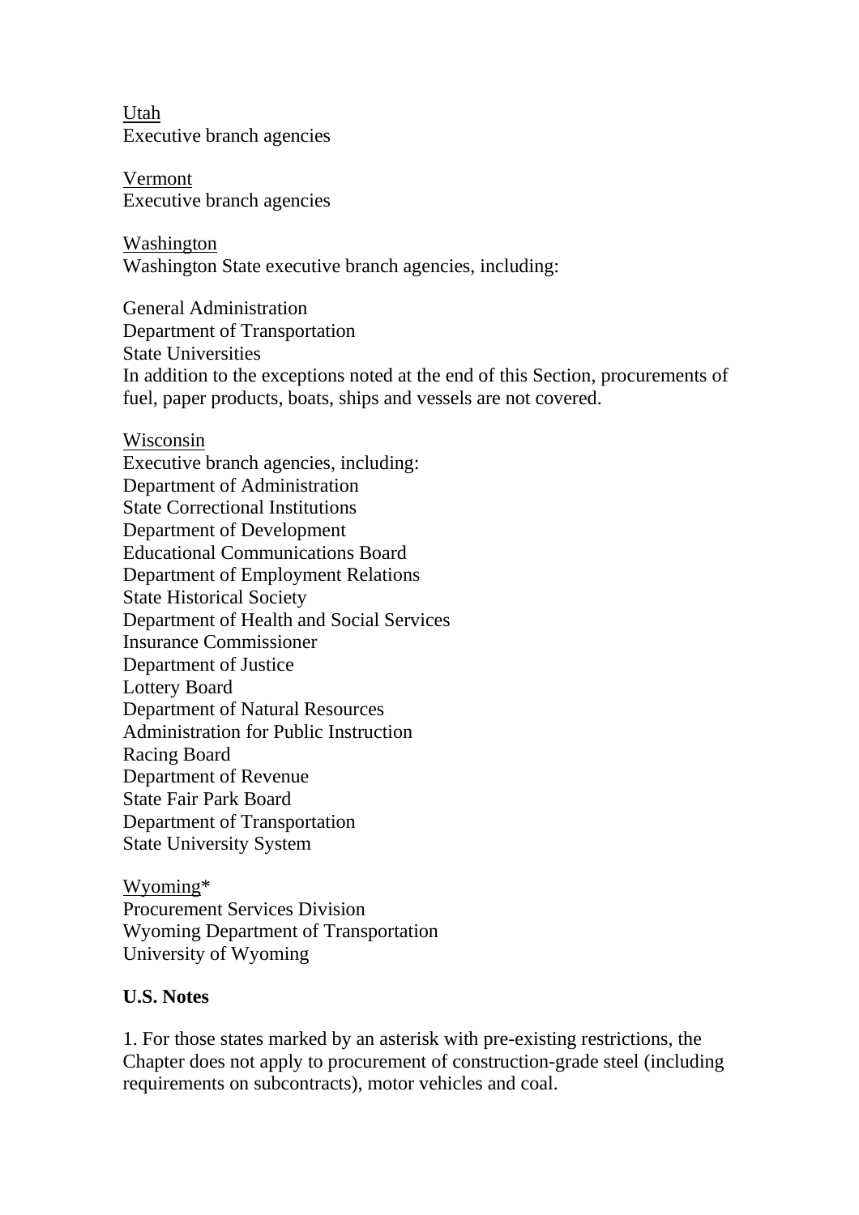<u>Utah</u>
Executive branch agencies

<u>Vermont</u>
Executive branch agencies

<u>Washington</u>
Washington State executive branch agencies, including:

General Administration
Department of Transportation
State Universities
In addition to the exceptions noted at the end of this Section, procurements of fuel, paper products, boats, ships and vessels are not covered.

<u>Wisconsin</u>
Executive branch agencies, including:
Department of Administration
State Correctional Institutions
Department of Development
Educational Communications Board
Department of Employment Relations
State Historical Society
Department of Health and Social Services
Insurance Commissioner
Department of Justice
Lottery Board
Department of Natural Resources
Administration for Public Instruction
Racing Board
Department of Revenue
State Fair Park Board
Department of Transportation
State University System

<u>Wyoming</u>*
Procurement Services Division
Wyoming Department of Transportation
University of Wyoming

**U.S. Notes**

1. For those states marked by an asterisk with pre-existing restrictions, the Chapter does not apply to procurement of construction-grade steel (including requirements on subcontracts), motor vehicles and coal.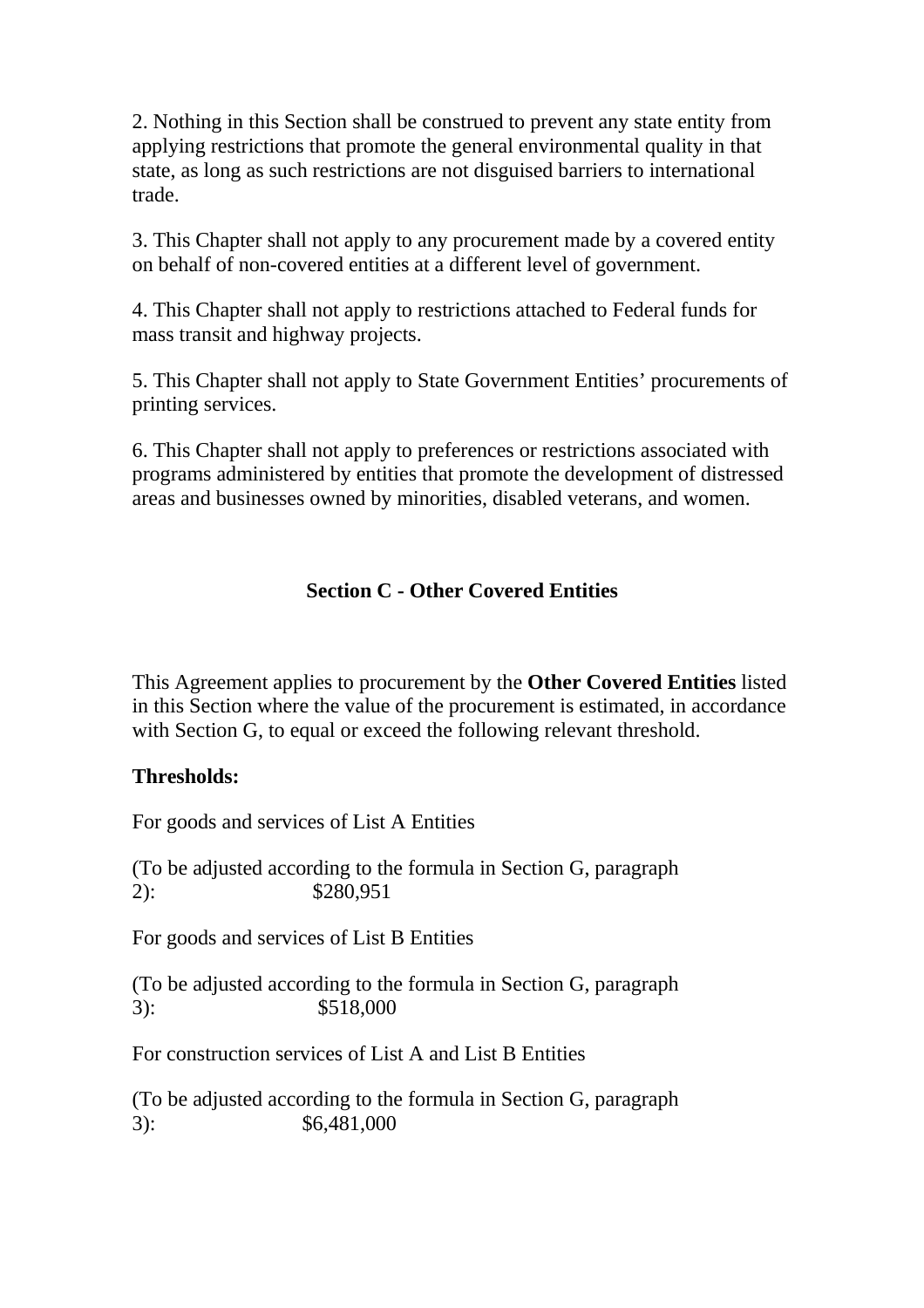2. Nothing in this Section shall be construed to prevent any state entity from applying restrictions that promote the general environmental quality in that state, as long as such restrictions are not disguised barriers to international trade.

3. This Chapter shall not apply to any procurement made by a covered entity on behalf of non-covered entities at a different level of government.

4. This Chapter shall not apply to restrictions attached to Federal funds for mass transit and highway projects.

5. This Chapter shall not apply to State Government Entities' procurements of printing services.

6. This Chapter shall not apply to preferences or restrictions associated with programs administered by entities that promote the development of distressed areas and businesses owned by minorities, disabled veterans, and women.

## Section C - Other Covered Entities

This Agreement applies to procurement by the **Other Covered Entities** listed in this Section where the value of the procurement is estimated, in accordance with Section G, to equal or exceed the following relevant threshold.

**Thresholds:**

For goods and services of List A Entities

(To be adjusted according to the formula in Section G, paragraph 2): $280,951

For goods and services of List B Entities

(To be adjusted according to the formula in Section G, paragraph 3): $518,000

For construction services of List A and List B Entities

(To be adjusted according to the formula in Section G, paragraph 3): $6,481,000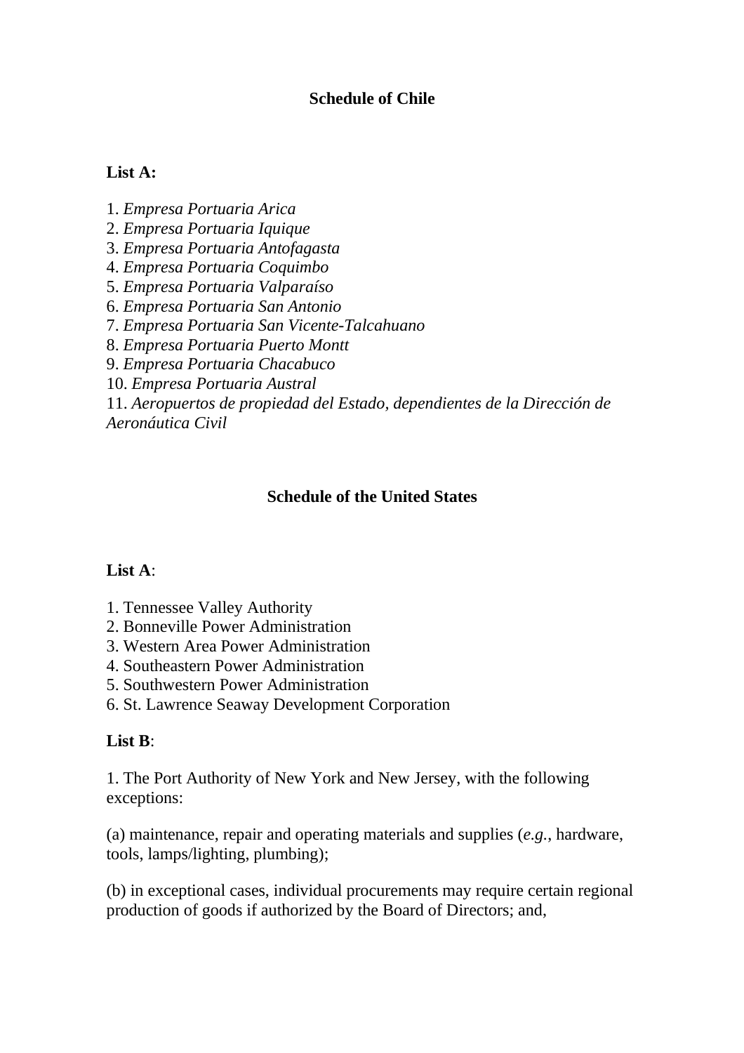## Schedule of Chile

**List A:**

1. *Empresa Portuaria Arica*
2. *Empresa Portuaria Iquique*
3. *Empresa Portuaria Antofagasta*
4. *Empresa Portuaria Coquimbo*
5. *Empresa Portuaria Valparaíso*
6. *Empresa Portuaria San Antonio*
7. *Empresa Portuaria San Vicente-Talcahuano*
8. *Empresa Portuaria Puerto Montt*
9. *Empresa Portuaria Chacabuco*
10. *Empresa Portuaria Austral*
11. *Aeropuertos de propiedad del Estado, dependientes de la Dirección de Aeronáutica Civil*

## Schedule of the United States

**List A**:

1. Tennessee Valley Authority
2. Bonneville Power Administration
3. Western Area Power Administration
4. Southeastern Power Administration
5. Southwestern Power Administration
6. St. Lawrence Seaway Development Corporation

**List B**:

1. The Port Authority of New York and New Jersey, with the following exceptions:

(a) maintenance, repair and operating materials and supplies (*e.g.*, hardware, tools, lamps/lighting, plumbing);

(b) in exceptional cases, individual procurements may require certain regional production of goods if authorized by the Board of Directors; and,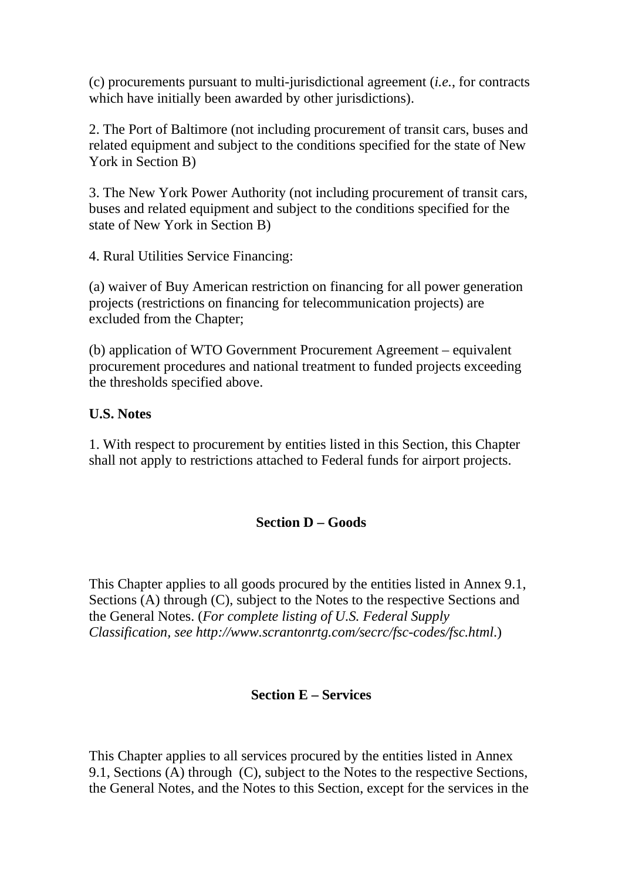(c) procurements pursuant to multi-jurisdictional agreement (*i.e.*, for contracts which have initially been awarded by other jurisdictions).

2. The Port of Baltimore (not including procurement of transit cars, buses and related equipment and subject to the conditions specified for the state of New York in Section B)

3. The New York Power Authority (not including procurement of transit cars, buses and related equipment and subject to the conditions specified for the state of New York in Section B)

4. Rural Utilities Service Financing:

(a) waiver of Buy American restriction on financing for all power generation projects (restrictions on financing for telecommunication projects) are excluded from the Chapter;

(b) application of WTO Government Procurement Agreement – equivalent procurement procedures and national treatment to funded projects exceeding the thresholds specified above.

**U.S. Notes**

1. With respect to procurement by entities listed in this Section, this Chapter shall not apply to restrictions attached to Federal funds for airport projects.

## Section D – Goods

This Chapter applies to all goods procured by the entities listed in Annex 9.1, Sections (A) through (C), subject to the Notes to the respective Sections and the General Notes. (*For complete listing of U.S. Federal Supply Classification, see http://www.scrantonrtg.com/secrc/fsc-codes/fsc.html*.)

## Section E – Services

This Chapter applies to all services procured by the entities listed in Annex 9.1, Sections (A) through (C), subject to the Notes to the respective Sections, the General Notes, and the Notes to this Section, except for the services in the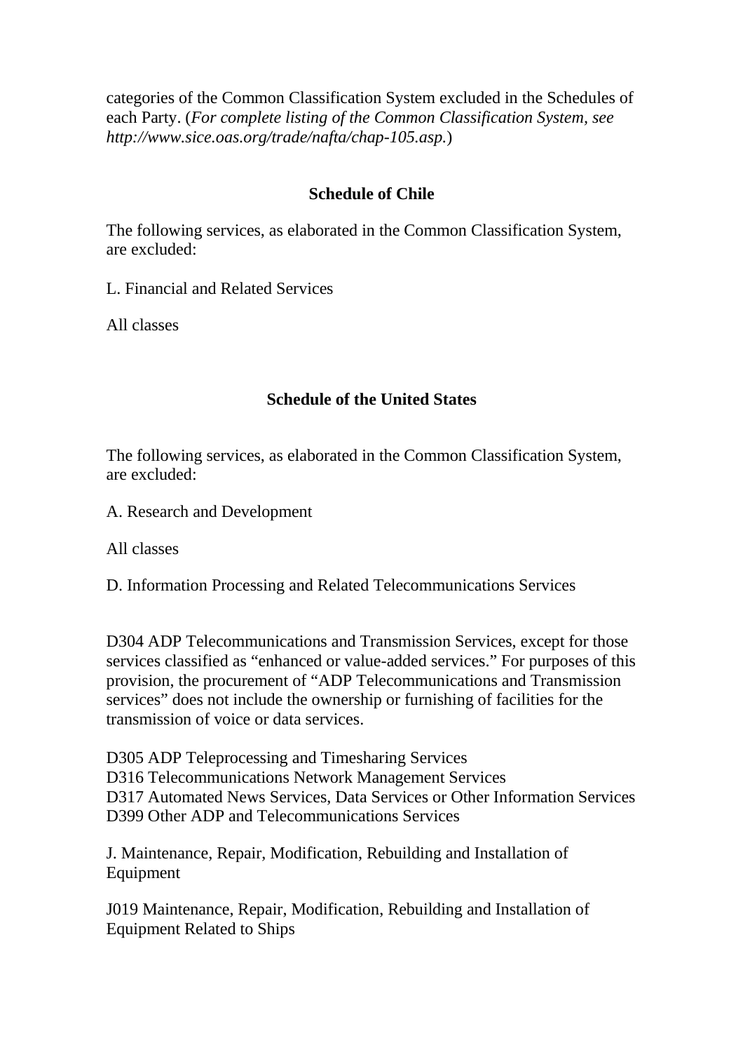categories of the Common Classification System excluded in the Schedules of each Party. (*For complete listing of the Common Classification System, see http://www.sice.oas.org/trade/nafta/chap-105.asp.*)

## Schedule of Chile

The following services, as elaborated in the Common Classification System, are excluded:

L. Financial and Related Services

All classes

## Schedule of the United States

The following services, as elaborated in the Common Classification System, are excluded:

A. Research and Development

All classes

D. Information Processing and Related Telecommunications Services

D304 ADP Telecommunications and Transmission Services, except for those services classified as "enhanced or value-added services." For purposes of this provision, the procurement of "ADP Telecommunications and Transmission services" does not include the ownership or furnishing of facilities for the transmission of voice or data services.

D305 ADP Teleprocessing and Timesharing Services
D316 Telecommunications Network Management Services
D317 Automated News Services, Data Services or Other Information Services
D399 Other ADP and Telecommunications Services

J. Maintenance, Repair, Modification, Rebuilding and Installation of Equipment

J019 Maintenance, Repair, Modification, Rebuilding and Installation of Equipment Related to Ships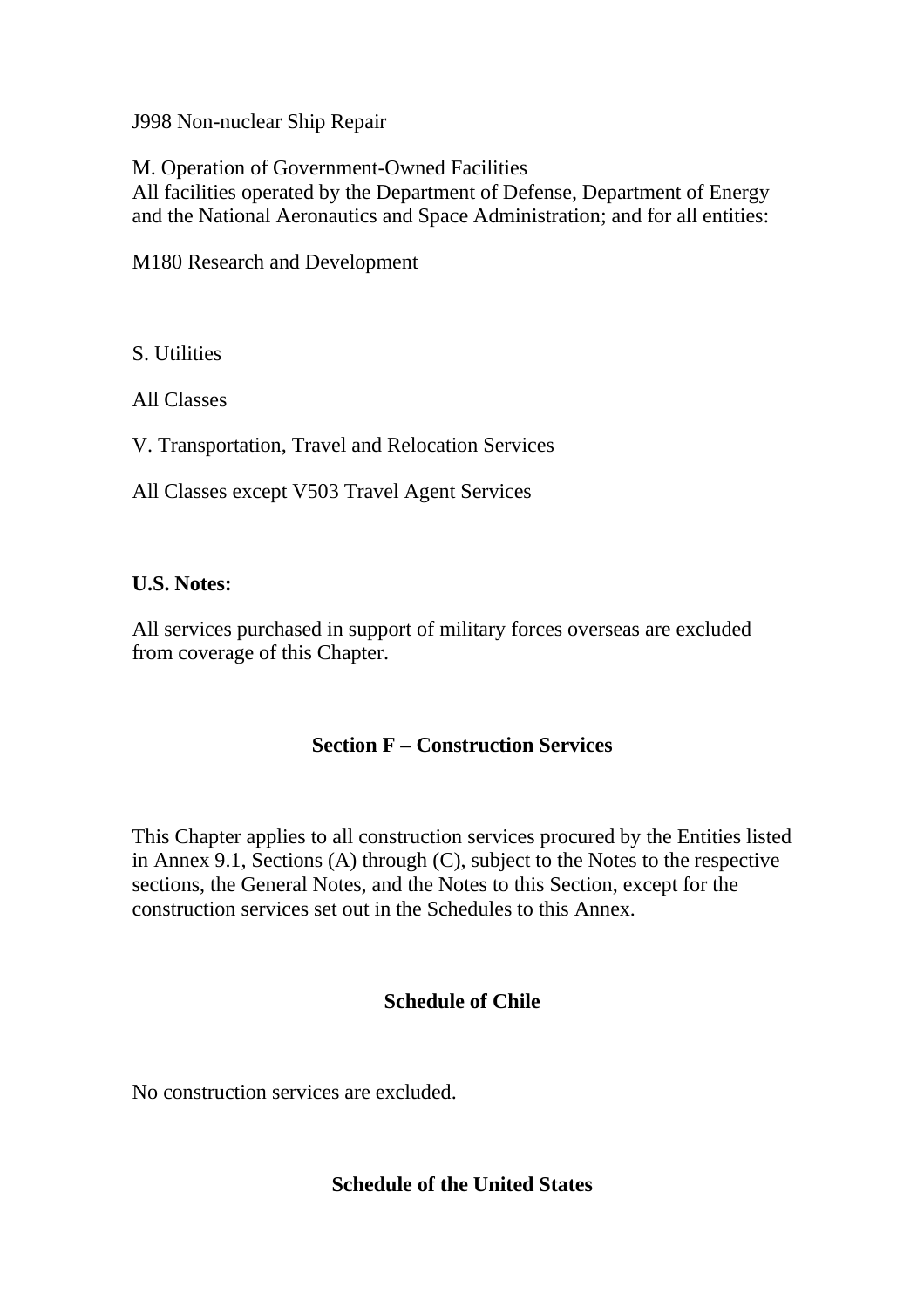J998 Non-nuclear Ship Repair

M. Operation of Government-Owned Facilities
All facilities operated by the Department of Defense, Department of Energy and the National Aeronautics and Space Administration; and for all entities:

M180 Research and Development

S. Utilities

All Classes

V. Transportation, Travel and Relocation Services

All Classes except V503 Travel Agent Services

**U.S. Notes:**

All services purchased in support of military forces overseas are excluded from coverage of this Chapter.

## Section F – Construction Services

This Chapter applies to all construction services procured by the Entities listed in Annex 9.1, Sections (A) through (C), subject to the Notes to the respective sections, the General Notes, and the Notes to this Section, except for the construction services set out in the Schedules to this Annex.

### Schedule of Chile

No construction services are excluded.

### Schedule of the United States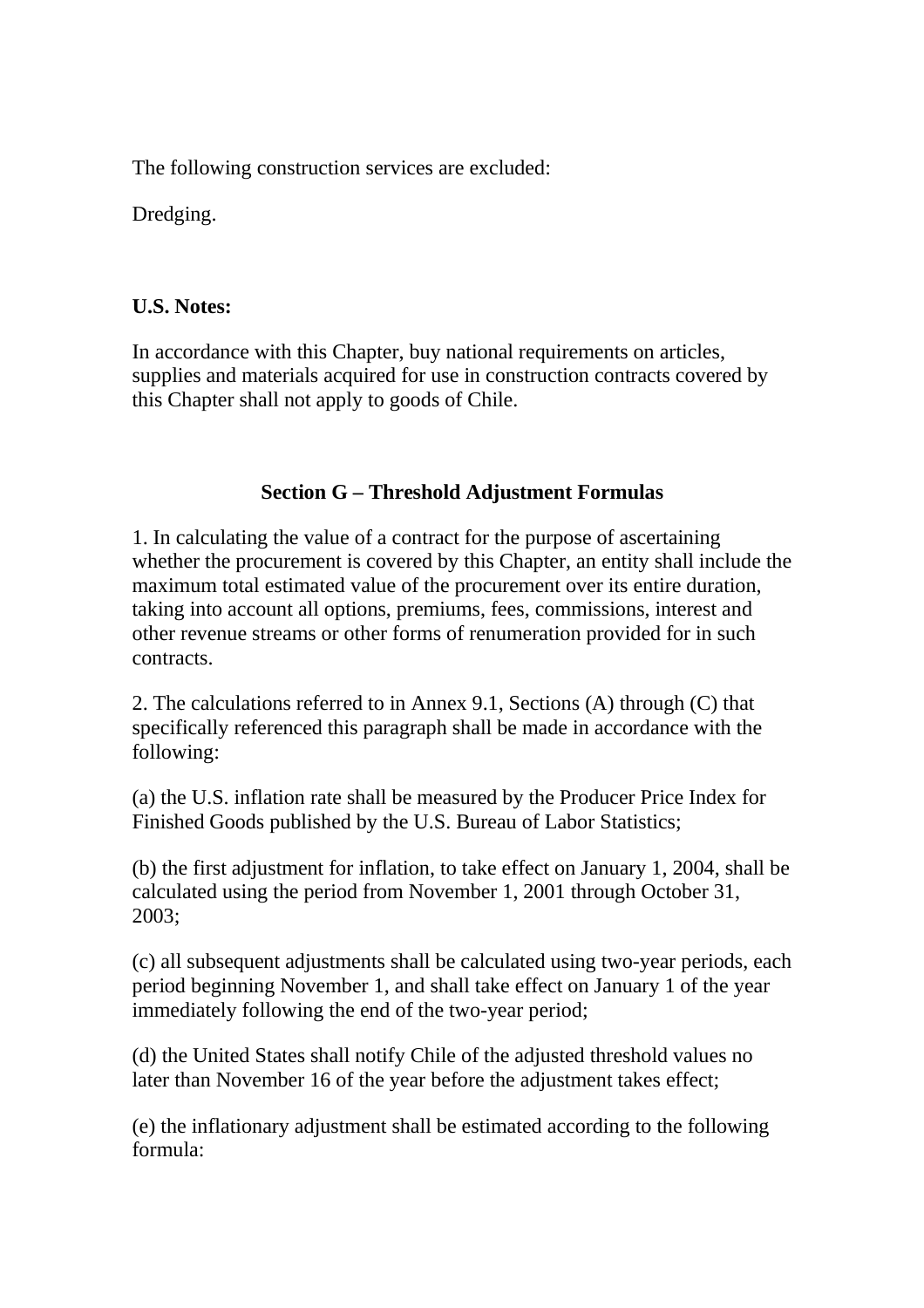The following construction services are excluded:

Dredging.

**U.S. Notes:**

In accordance with this Chapter, buy national requirements on articles, supplies and materials acquired for use in construction contracts covered by this Chapter shall not apply to goods of Chile.

## Section G – Threshold Adjustment Formulas

1. In calculating the value of a contract for the purpose of ascertaining whether the procurement is covered by this Chapter, an entity shall include the maximum total estimated value of the procurement over its entire duration, taking into account all options, premiums, fees, commissions, interest and other revenue streams or other forms of renumeration provided for in such contracts.

2. The calculations referred to in Annex 9.1, Sections (A) through (C) that specifically referenced this paragraph shall be made in accordance with the following:

(a) the U.S. inflation rate shall be measured by the Producer Price Index for Finished Goods published by the U.S. Bureau of Labor Statistics;

(b) the first adjustment for inflation, to take effect on January 1, 2004, shall be calculated using the period from November 1, 2001 through October 31, 2003;

(c) all subsequent adjustments shall be calculated using two-year periods, each period beginning November 1, and shall take effect on January 1 of the year immediately following the end of the two-year period;

(d) the United States shall notify Chile of the adjusted threshold values no later than November 16 of the year before the adjustment takes effect;

(e) the inflationary adjustment shall be estimated according to the following formula: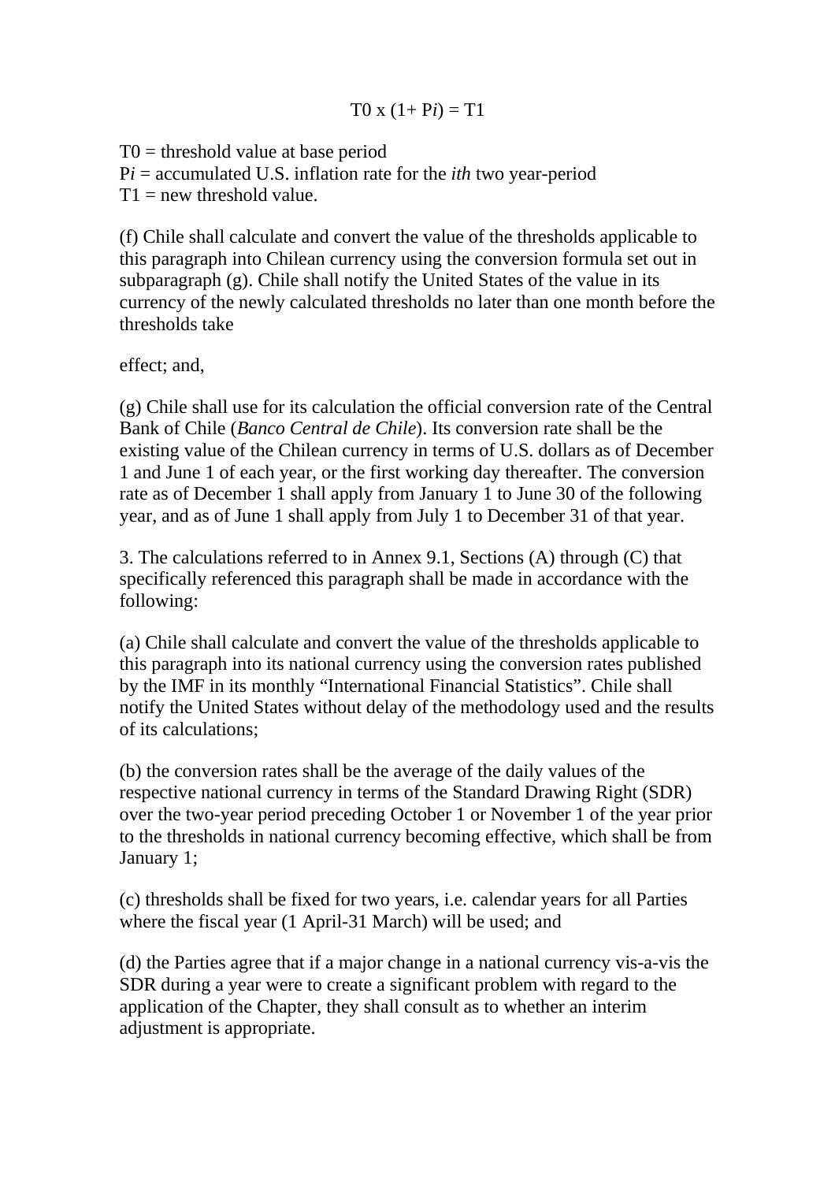$$T0 \times (1 + P_i) = T1$$

T0 = threshold value at base period
$P_i$ = accumulated U.S. inflation rate for the *ith* two year-period
T1 = new threshold value.

(f) Chile shall calculate and convert the value of the thresholds applicable to this paragraph into Chilean currency using the conversion formula set out in subparagraph (g). Chile shall notify the United States of the value in its currency of the newly calculated thresholds no later than one month before the thresholds take

effect; and,

(g) Chile shall use for its calculation the official conversion rate of the Central Bank of Chile (*Banco Central de Chile*). Its conversion rate shall be the existing value of the Chilean currency in terms of U.S. dollars as of December 1 and June 1 of each year, or the first working day thereafter. The conversion rate as of December 1 shall apply from January 1 to June 30 of the following year, and as of June 1 shall apply from July 1 to December 31 of that year.

3. The calculations referred to in Annex 9.1, Sections (A) through (C) that specifically referenced this paragraph shall be made in accordance with the following:

(a) Chile shall calculate and convert the value of the thresholds applicable to this paragraph into its national currency using the conversion rates published by the IMF in its monthly "International Financial Statistics". Chile shall notify the United States without delay of the methodology used and the results of its calculations;

(b) the conversion rates shall be the average of the daily values of the respective national currency in terms of the Standard Drawing Right (SDR) over the two-year period preceding October 1 or November 1 of the year prior to the thresholds in national currency becoming effective, which shall be from January 1;

(c) thresholds shall be fixed for two years, i.e. calendar years for all Parties where the fiscal year (1 April-31 March) will be used; and

(d) the Parties agree that if a major change in a national currency vis-a-vis the SDR during a year were to create a significant problem with regard to the application of the Chapter, they shall consult as to whether an interim adjustment is appropriate.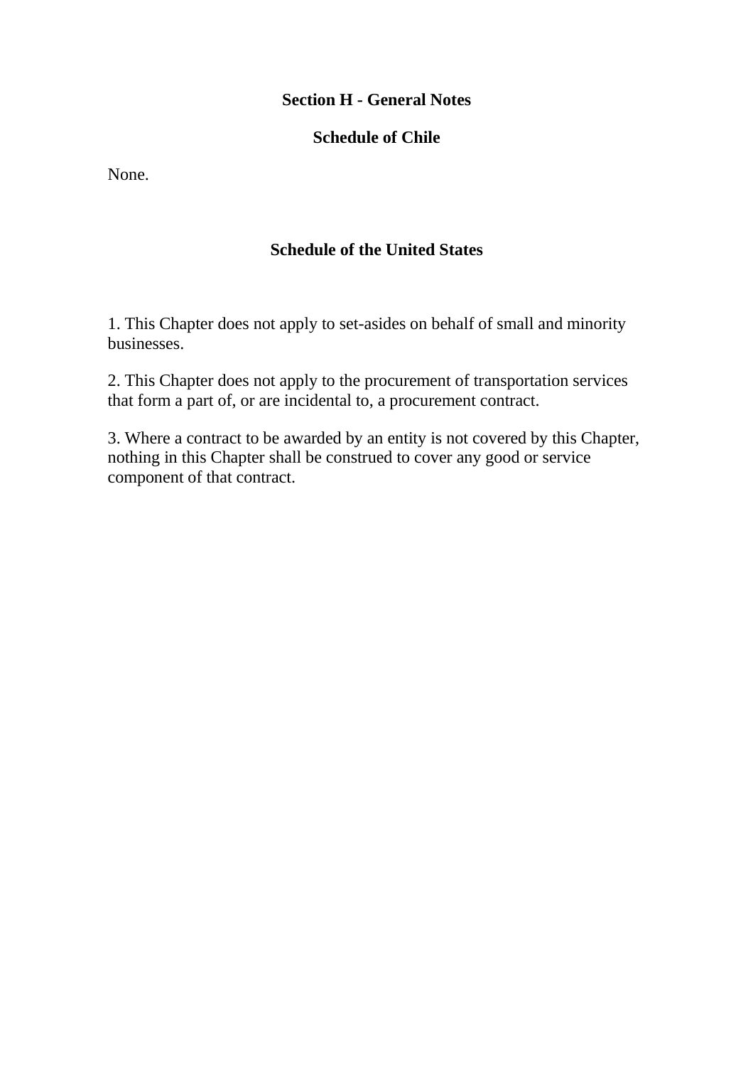## Section H - General Notes

### Schedule of Chile

None.

### Schedule of the United States

1. This Chapter does not apply to set-asides on behalf of small and minority businesses.

2. This Chapter does not apply to the procurement of transportation services that form a part of, or are incidental to, a procurement contract.

3. Where a contract to be awarded by an entity is not covered by this Chapter, nothing in this Chapter shall be construed to cover any good or service component of that contract.